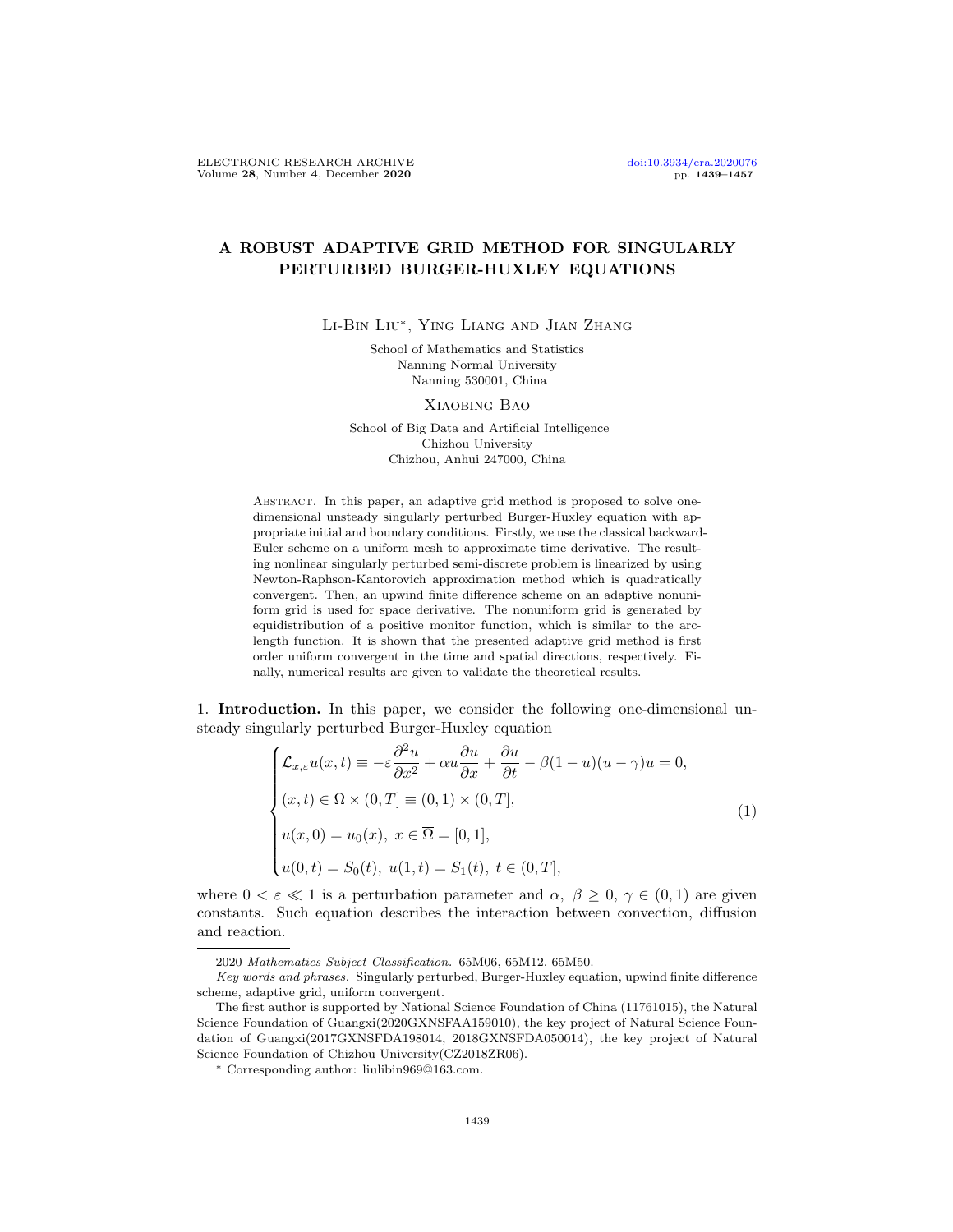# A ROBUST ADAPTIVE GRID METHOD FOR SINGULARLY PERTURBED BURGER-HUXLEY EQUATIONS

Li-Bin Liu*, Ying Liang and Jian Zhang

School of Mathematics and Statistics
Nanning Normal University
Nanning 530001, China

Xiaobing Bao

School of Big Data and Artificial Intelligence
Chizhou University
Chizhou, Anhui 247000, China

Abstract. In this paper, an adaptive grid method is proposed to solve one-dimensional unsteady singularly perturbed Burger-Huxley equation with appropriate initial and boundary conditions. Firstly, we use the classical backward-Euler scheme on a uniform mesh to approximate time derivative. The resulting nonlinear singularly perturbed semi-discrete problem is linearized by using Newton-Raphson-Kantorovich approximation method which is quadratically convergent. Then, an upwind finite difference scheme on an adaptive nonuniform grid is used for space derivative. The nonuniform grid is generated by equidistribution of a positive monitor function, which is similar to the arc-length function. It is shown that the presented adaptive grid method is first order uniform convergent in the time and spatial directions, respectively. Finally, numerical results are given to validate the theoretical results.

1. **Introduction.** In this paper, we consider the following one-dimensional unsteady singularly perturbed Burger-Huxley equation

$$
\begin{cases}
\mathcal{L}_{x,\varepsilon}u(x,t) \equiv -\varepsilon\dfrac{\partial^2 u}{\partial x^2} + \alpha u\dfrac{\partial u}{\partial x} + \dfrac{\partial u}{\partial t} - \beta(1-u)(u-\gamma)u = 0, \\
(x,t) \in \Omega \times (0,T] \equiv (0,1) \times (0,T], \\
u(x,0) = u_0(x),\ x \in \overline{\Omega} = [0,1], \\
u(0,t) = S_0(t),\ u(1,t) = S_1(t),\ t \in (0,T],
\end{cases}
\tag{1}
$$

where $0 < \varepsilon \ll 1$ is a perturbation parameter and $\alpha,\ \beta \geq 0,\ \gamma \in (0,1)$ are given constants. Such equation describes the interaction between convection, diffusion and reaction.

2020 *Mathematics Subject Classification.* 65M06, 65M12, 65M50.

*Key words and phrases.* Singularly perturbed, Burger-Huxley equation, upwind finite difference scheme, adaptive grid, uniform convergent.

The first author is supported by National Science Foundation of China (11761015), the Natural Science Foundation of Guangxi(2020GXNSFAA159010), the key project of Natural Science Foundation of Guangxi(2017GXNSFDA198014, 2018GXNSFDA050014), the key project of Natural Science Foundation of Chizhou University(CZ2018ZR06).

* Corresponding author: liulibin969@163.com.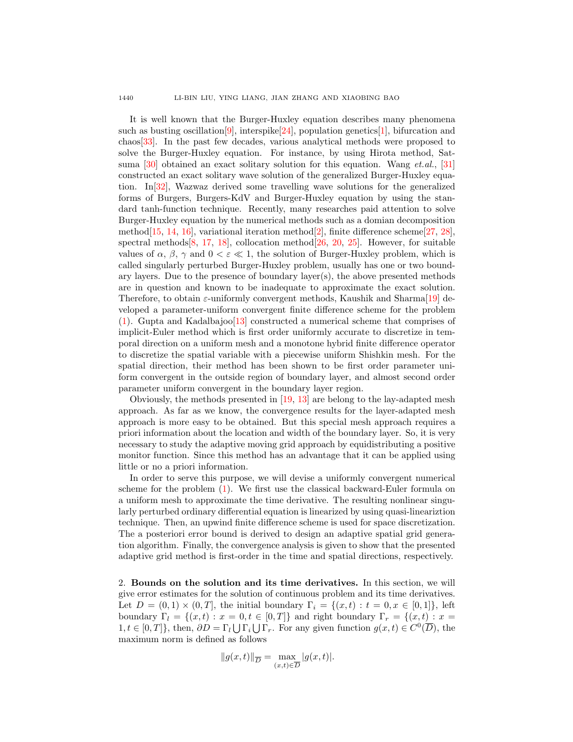It is well known that the Burger-Huxley equation describes many phenomena such as busting oscillation[9], interspike[24], population genetics[1], bifurcation and chaos[33]. In the past few decades, various analytical methods were proposed to solve the Burger-Huxley equation. For instance, by using Hirota method, Satsuma [30] obtained an exact solitary solution for this equation. Wang *et.al.*, [31] constructed an exact solitary wave solution of the generalized Burger-Huxley equation. In[32], Wazwaz derived some travelling wave solutions for the generalized forms of Burgers, Burgers-KdV and Burger-Huxley equation by using the standard tanh-function technique. Recently, many researches paid attention to solve Burger-Huxley equation by the numerical methods such as a domian decomposition method[15, 14, 16], variational iteration method[2], finite difference scheme[27, 28], spectral methods[8, 17, 18], collocation method[26, 20, 25]. However, for suitable values of $\alpha$, $\beta$, $\gamma$ and $0 < \varepsilon \ll 1$, the solution of Burger-Huxley problem, which is called singularly perturbed Burger-Huxley problem, usually has one or two boundary layers. Due to the presence of boundary layer(s), the above presented methods are in question and known to be inadequate to approximate the exact solution. Therefore, to obtain $\varepsilon$-uniformly convergent methods, Kaushik and Sharma[19] developed a parameter-uniform convergent finite difference scheme for the problem (1). Gupta and Kadalbajoo[13] constructed a numerical scheme that comprises of implicit-Euler method which is first order uniformly accurate to discretize in temporal direction on a uniform mesh and a monotone hybrid finite difference operator to discretize the spatial variable with a piecewise uniform Shishkin mesh. For the spatial direction, their method has been shown to be first order parameter uniform convergent in the outside region of boundary layer, and almost second order parameter uniform convergent in the boundary layer region.

Obviously, the methods presented in [19, 13] are belong to the lay-adapted mesh approach. As far as we know, the convergence results for the layer-adapted mesh approach is more easy to be obtained. But this special mesh approach requires a priori information about the location and width of the boundary layer. So, it is very necessary to study the adaptive moving grid approach by equidistributing a positive monitor function. Since this method has an advantage that it can be applied using little or no a priori information.

In order to serve this purpose, we will devise a uniformly convergent numerical scheme for the problem (1). We first use the classical backward-Euler formula on a uniform mesh to approximate the time derivative. The resulting nonlinear singularly perturbed ordinary differential equation is linearized by using quasi-leariztion technique. Then, an upwind finite difference scheme is used for space discretization. The a posteriori error bound is derived to design an adaptive spatial grid generation algorithm. Finally, the convergence analysis is given to show that the presented adaptive grid method is first-order in the time and spatial directions, respectively.

## 2. Bounds on the solution and its time derivatives.

In this section, we will give error estimates for the solution of continuous problem and its time derivatives. Let $D = (0, 1) \times (0, T]$, the initial boundary $\Gamma_i = \{(x, t) : t = 0, x \in [0, 1]\}$, left boundary $\Gamma_l = \{(x, t) : x = 0, t \in [0, T]\}$ and right boundary $\Gamma_r = \{(x, t) : x = 1, t \in [0, T]\}$, then, $\partial D = \Gamma_l \bigcup \Gamma_i \bigcup \Gamma_r$. For any given function $g(x, t) \in C^0(\overline{D})$, the maximum norm is defined as follows

$$\|g(x, t)\|_{\overline{D}} = \max_{(x,t)\in\overline{D}} |g(x, t)|.$$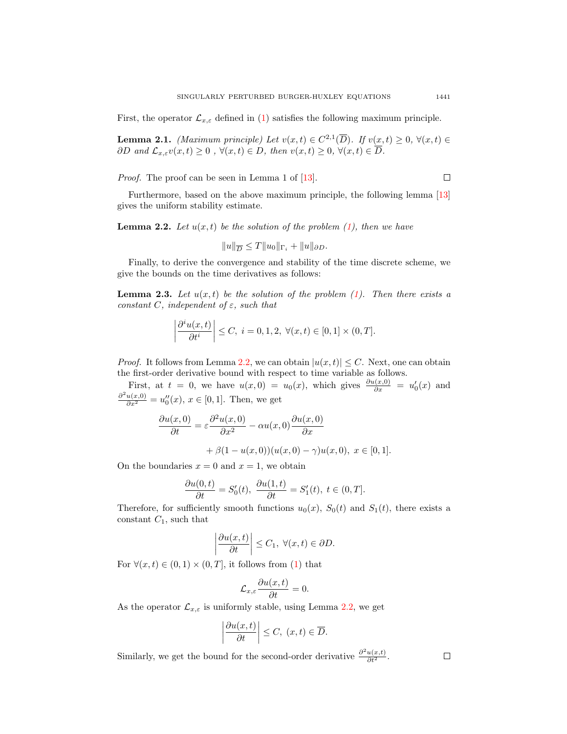First, the operator $\mathcal{L}_{x,\varepsilon}$ defined in (1) satisfies the following maximum principle.

**Lemma 2.1.** *(Maximum principle) Let $v(x,t) \in C^{2,1}(\overline{D})$. If $v(x,t) \geq 0$, $\forall (x,t) \in \partial D$ and $\mathcal{L}_{x,\varepsilon} v(x,t) \geq 0$ , $\forall (x,t) \in D$, then $v(x,t) \geq 0$, $\forall (x,t) \in \overline{D}$.*

*Proof.* The proof can be seen in Lemma 1 of [13]. ∎

Furthermore, based on the above maximum principle, the following lemma [13] gives the uniform stability estimate.

**Lemma 2.2.** *Let $u(x,t)$ be the solution of the problem (1), then we have*

$$\|u\|_{\overline{D}} \leq T\|u_0\|_{\Gamma_i} + \|u\|_{\partial D}.$$

Finally, to derive the convergence and stability of the time discrete scheme, we give the bounds on the time derivatives as follows:

**Lemma 2.3.** *Let $u(x,t)$ be the solution of the problem (1). Then there exists a constant $C$, independent of $\varepsilon$, such that*

$$\left|\frac{\partial^i u(x,t)}{\partial t^i}\right| \leq C,\ i = 0,1,2,\ \forall (x,t) \in [0,1] \times (0,T].$$

*Proof.* It follows from Lemma 2.2, we can obtain $|u(x,t)| \leq C$. Next, one can obtain the first-order derivative bound with respect to time variable as follows.

First, at $t = 0$, we have $u(x,0) = u_0(x)$, which gives $\frac{\partial u(x,0)}{\partial x} = u_0'(x)$ and $\frac{\partial^2 u(x,0)}{\partial x^2} = u_0''(x)$, $x \in [0,1]$. Then, we get

$$\frac{\partial u(x,0)}{\partial t} = \varepsilon \frac{\partial^2 u(x,0)}{\partial x^2} - \alpha u(x,0)\frac{\partial u(x,0)}{\partial x}$$
$$+ \beta(1-u(x,0))(u(x,0)-\gamma)u(x,0),\ x \in [0,1].$$

On the boundaries $x = 0$ and $x = 1$, we obtain

$$\frac{\partial u(0,t)}{\partial t} = S_0'(t),\ \frac{\partial u(1,t)}{\partial t} = S_1'(t),\ t \in (0,T].$$

Therefore, for sufficiently smooth functions $u_0(x)$, $S_0(t)$ and $S_1(t)$, there exists a constant $C_1$, such that

$$\left|\frac{\partial u(x,t)}{\partial t}\right| \leq C_1,\ \forall (x,t) \in \partial D.$$

For $\forall (x,t) \in (0,1) \times (0,T]$, it follows from (1) that

$$\mathcal{L}_{x,\varepsilon} \frac{\partial u(x,t)}{\partial t} = 0.$$

As the operator $\mathcal{L}_{x,\varepsilon}$ is uniformly stable, using Lemma 2.2, we get

$$\left|\frac{\partial u(x,t)}{\partial t}\right| \leq C,\ (x,t) \in \overline{D}.$$

Similarly, we get the bound for the second-order derivative $\frac{\partial^2 u(x,t)}{\partial t^2}$. ∎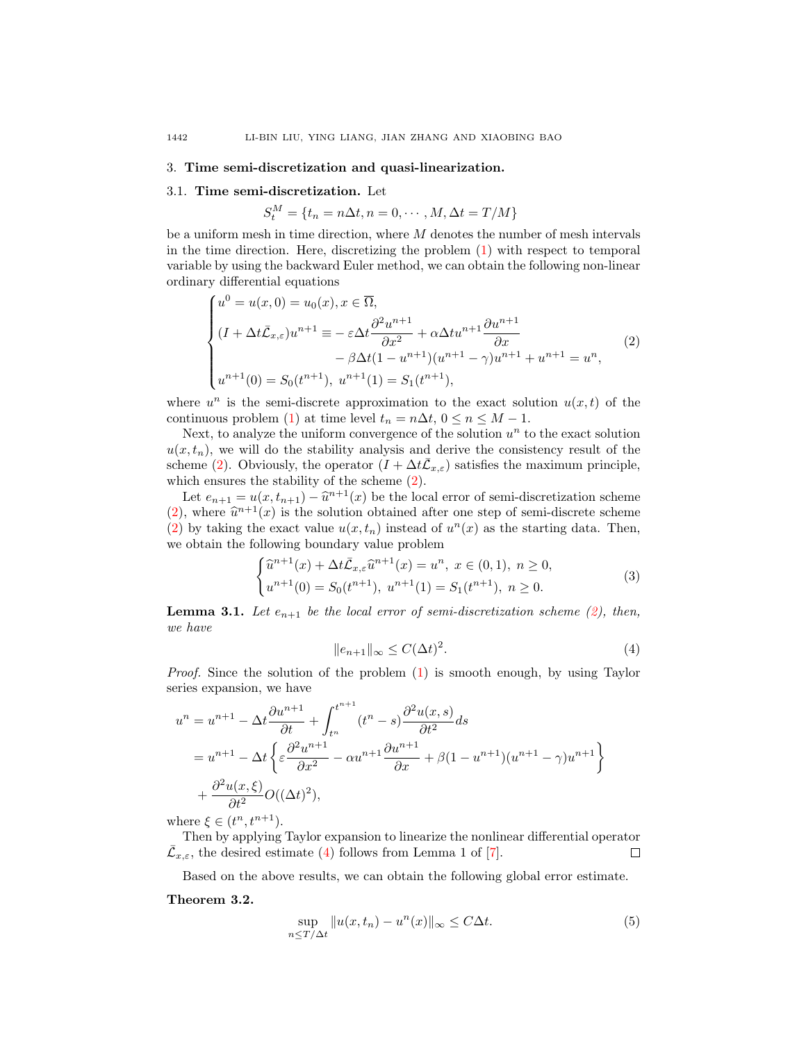## 3. Time semi-discretization and quasi-linearization.

### 3.1. Time semi-discretization.

Let

$$S_t^M = \{t_n = n\Delta t, n = 0, \cdots, M, \Delta t = T/M\}$$

be a uniform mesh in time direction, where $M$ denotes the number of mesh intervals in the time direction. Here, discretizing the problem (1) with respect to temporal variable by using the backward Euler method, we can obtain the following non-linear ordinary differential equations

$$\begin{cases} u^0 = u(x,0) = u_0(x), x \in \overline{\Omega}, \\ (I + \Delta t \bar{\mathcal{L}}_{x,\varepsilon})u^{n+1} \equiv -\varepsilon \Delta t \dfrac{\partial^2 u^{n+1}}{\partial x^2} + \alpha \Delta t u^{n+1} \dfrac{\partial u^{n+1}}{\partial x} \\ \qquad\qquad - \beta \Delta t (1 - u^{n+1})(u^{n+1} - \gamma) u^{n+1} + u^{n+1} = u^n, \\ u^{n+1}(0) = S_0(t^{n+1}),\ u^{n+1}(1) = S_1(t^{n+1}), \end{cases} \tag{2}$$

where $u^n$ is the semi-discrete approximation to the exact solution $u(x,t)$ of the continuous problem (1) at time level $t_n = n\Delta t$, $0 \le n \le M-1$.

Next, to analyze the uniform convergence of the solution $u^n$ to the exact solution $u(x,t_n)$, we will do the stability analysis and derive the consistency result of the scheme (2). Obviously, the operator $(I + \Delta t \bar{\mathcal{L}}_{x,\varepsilon})$ satisfies the maximum principle, which ensures the stability of the scheme (2).

Let $e_{n+1} = u(x,t_{n+1}) - \widehat{u}^{n+1}(x)$ be the local error of semi-discretization scheme (2), where $\widehat{u}^{n+1}(x)$ is the solution obtained after one step of semi-discrete scheme (2) by taking the exact value $u(x,t_n)$ instead of $u^n(x)$ as the starting data. Then, we obtain the following boundary value problem

$$\begin{cases} \widehat{u}^{n+1}(x) + \Delta t \bar{\mathcal{L}}_{x,\varepsilon} \widehat{u}^{n+1}(x) = u^n,\ x \in (0,1),\ n \ge 0, \\ u^{n+1}(0) = S_0(t^{n+1}),\ u^{n+1}(1) = S_1(t^{n+1}),\ n \ge 0. \end{cases} \tag{3}$$

**Lemma 3.1.** *Let $e_{n+1}$ be the local error of semi-discretization scheme (2), then, we have*

$$\|e_{n+1}\|_\infty \le C(\Delta t)^2. \tag{4}$$

*Proof.* Since the solution of the problem (1) is smooth enough, by using Taylor series expansion, we have

$$\begin{aligned} u^n &= u^{n+1} - \Delta t \frac{\partial u^{n+1}}{\partial t} + \int_{t^n}^{t^{n+1}} (t^n - s) \frac{\partial^2 u(x,s)}{\partial t^2} ds \\ &= u^{n+1} - \Delta t \left\{ \varepsilon \frac{\partial^2 u^{n+1}}{\partial x^2} - \alpha u^{n+1} \frac{\partial u^{n+1}}{\partial x} + \beta (1 - u^{n+1})(u^{n+1} - \gamma) u^{n+1} \right\} \\ &\quad + \frac{\partial^2 u(x,\xi)}{\partial t^2} O((\Delta t)^2), \end{aligned}$$

where $\xi \in (t^n, t^{n+1})$.

Then by applying Taylor expansion to linearize the nonlinear differential operator $\bar{\mathcal{L}}_{x,\varepsilon}$, the desired estimate (4) follows from Lemma 1 of [7]. $\square$

Based on the above results, we can obtain the following global error estimate.

**Theorem 3.2.**

$$\sup_{n \le T/\Delta t} \|u(x,t_n) - u^n(x)\|_\infty \le C\Delta t. \tag{5}$$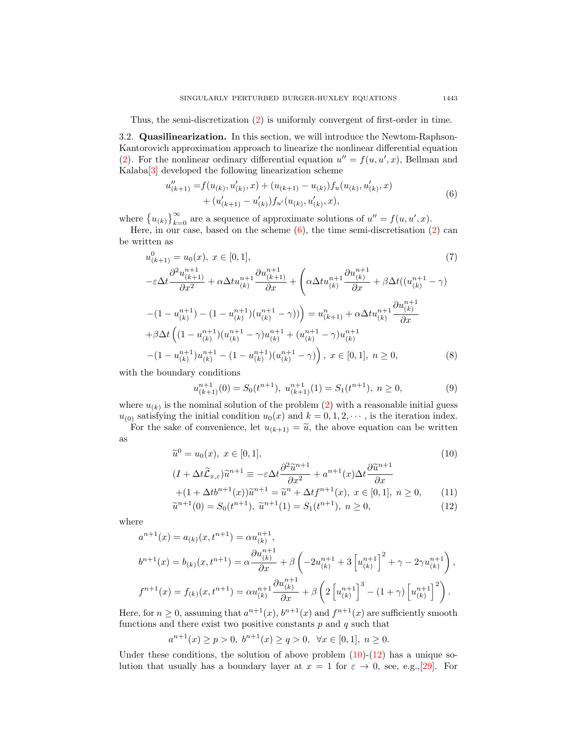Thus, the semi-discretization (2) is uniformly convergent of first-order in time.

### 3.2. Quasilinearization.

In this section, we will introduce the Newtom-Raphson-Kantorovich approximation approach to linearize the nonlinear differential equation (2). For the nonlinear ordinary differential equation $u'' = f(u, u', x)$, Bellman and Kalaba[3] developed the following linearization scheme

$$
\begin{aligned}
u''_{(k+1)} =& f(u_{(k)}, u'_{(k)}, x) + (u_{(k+1)} - u_{(k)}) f_u(u_{(k)}, u'_{(k)}, x) \\
&+ (u'_{(k+1)} - u'_{(k)}) f_{u'}(u_{(k)}, u'_{(k)}, x),
\end{aligned}
\tag{6}
$$

where $\{u_{(k)}\}_{k=0}^{\infty}$ are a sequence of approximate solutions of $u'' = f(u, u', x)$.

Here, in our case, based on the scheme (6), the time semi-discretisation (2) can be written as

$$
u^0_{(k+1)} = u_0(x),\ x \in [0,1], \tag{7}
$$

$$
\begin{aligned}
&-\varepsilon \Delta t \frac{\partial^2 u^{n+1}_{(k+1)}}{\partial x^2} + \alpha \Delta t u^{n+1}_{(k)} \frac{\partial u^{n+1}_{(k+1)}}{\partial x} + \Bigg( \alpha \Delta t u^{n+1}_{(k)} \frac{\partial u^{n+1}_{(k)}}{\partial x} + \beta \Delta t ((u^{n+1}_{(k)} - \gamma) \\
&-(1 - u^{n+1}_{(k)}) - (1 - u^{n+1}_{(k)})(u^{n+1}_{(k)} - \gamma)) \Bigg) = u^n_{(k+1)} + \alpha \Delta t u^{n+1}_{(k)} \frac{\partial u^{n+1}_{(k)}}{\partial x} \\
&+\beta \Delta t \Big( (1 - u^{n+1}_{(k)})(u^{n+1}_{(k)} - \gamma) u^{n+1}_{(k)} + (u^{n+1}_{(k)} - \gamma) u^{n+1}_{(k)} \\
&-(1 - u^{n+1}_{(k)}) u^{n+1}_{(k)} - (1 - u^{n+1}_{(k)})(u^{n+1}_{(k)} - \gamma) \Big),\ x \in [0,1],\ n \geq 0,
\end{aligned}
\tag{8}
$$

with the boundary conditions

$$
u^{n+1}_{(k+1)}(0) = S_0(t^{n+1}),\ u^{n+1}_{(k+1)}(1) = S_1(t^{n+1}),\ n \geq 0, \tag{9}
$$

where $u_{(k)}$ is the nominal solution of the problem (2) with a reasonable initial guess $u_{(0)}$ satisfying the initial condition $u_0(x)$ and $k = 0, 1, 2, \cdots$, is the iteration index.

For the sake of convenience, let $u_{(k+1)} = \widetilde{u}$, the above equation can be written as

$$
\widetilde{u}^0 = u_0(x),\ x \in [0,1], \tag{10}
$$

$$
\begin{aligned}
(I + \Delta t \widetilde{\mathcal{L}}_{x,\varepsilon}) \widetilde{u}^{n+1} \equiv& -\varepsilon \Delta t \frac{\partial^2 \widetilde{u}^{n+1}}{\partial x^2} + a^{n+1}(x) \Delta t \frac{\partial \widetilde{u}^{n+1}}{\partial x} \\
&+(1 + \Delta t b^{n+1}(x)) \widetilde{u}^{n+1} = \widetilde{u}^n + \Delta t f^{n+1}(x),\ x \in [0,1],\ n \geq 0,
\end{aligned}
\tag{11}
$$

$$
\widetilde{u}^{n+1}(0) = S_0(t^{n+1}),\ \widetilde{u}^{n+1}(1) = S_1(t^{n+1}),\ n \geq 0, \tag{12}
$$

where

$$
\begin{aligned}
a^{n+1}(x) &= a_{(k)}(x, t^{n+1}) = \alpha u^{n+1}_{(k)}, \\
b^{n+1}(x) &= b_{(k)}(x, t^{n+1}) = \alpha \frac{\partial u^{n+1}_{(k)}}{\partial x} + \beta \left( -2u^{n+1}_{(k)} + 3\left[u^{n+1}_{(k)}\right]^2 + \gamma - 2\gamma u^{n+1}_{(k)} \right), \\
f^{n+1}(x) &= f_{(k)}(x, t^{n+1}) = \alpha u^{n+1}_{(k)} \frac{\partial u^{n+1}_{(k)}}{\partial x} + \beta \left( 2\left[u^{n+1}_{(k)}\right]^3 - (1 + \gamma)\left[u^{n+1}_{(k)}\right]^2 \right).
\end{aligned}
$$

Here, for $n \geq 0$, assuming that $a^{n+1}(x)$, $b^{n+1}(x)$ and $f^{n+1}(x)$ are sufficiently smooth functions and there exist two positive constants $p$ and $q$ such that

$$
a^{n+1}(x) \geq p > 0,\ b^{n+1}(x) \geq q > 0,\ \ \forall x \in [0,1],\ n \geq 0.
$$

Under these conditions, the solution of above problem (10)-(12) has a unique solution that usually has a boundary layer at $x = 1$ for $\varepsilon \to 0$, see, e.g.,[29]. For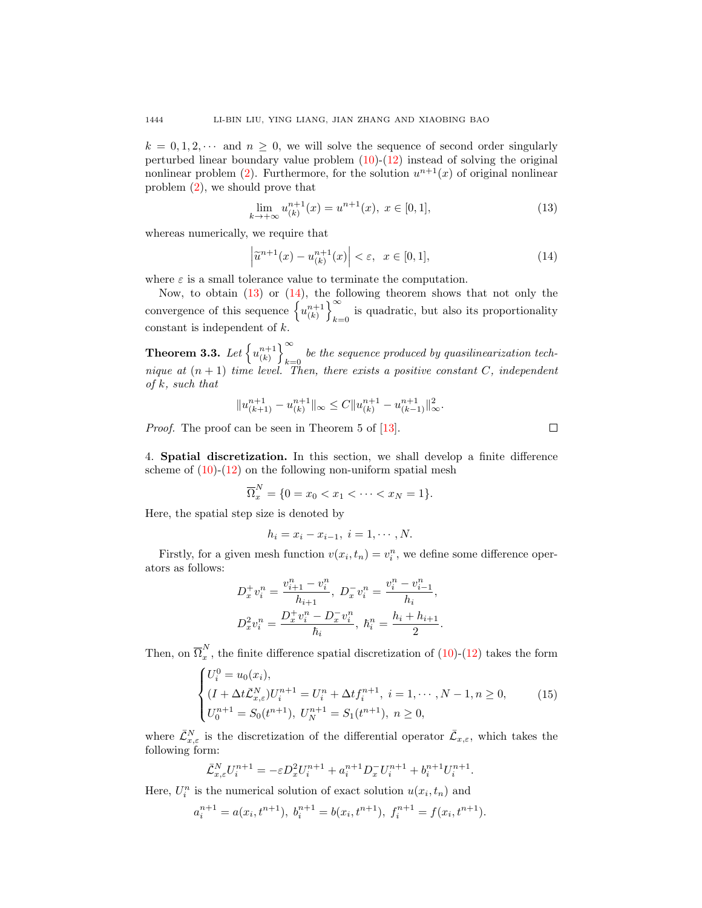$k = 0, 1, 2, \cdots$ and $n \geq 0$, we will solve the sequence of second order singularly perturbed linear boundary value problem (10)-(12) instead of solving the original nonlinear problem (2). Furthermore, for the solution $u^{n+1}(x)$ of original nonlinear problem (2), we should prove that

$$\lim_{k \to +\infty} u_{(k)}^{n+1}(x) = u^{n+1}(x),\ x \in [0, 1], \tag{13}$$

whereas numerically, we require that

$$\left| \widetilde{u}^{n+1}(x) - u_{(k)}^{n+1}(x) \right| < \varepsilon,\ \ x \in [0, 1], \tag{14}$$

where $\varepsilon$ is a small tolerance value to terminate the computation.

Now, to obtain (13) or (14), the following theorem shows that not only the convergence of this sequence $\left\{ u_{(k)}^{n+1} \right\}_{k=0}^{\infty}$ is quadratic, but also its proportionality constant is independent of $k$.

**Theorem 3.3.** *Let $\left\{ u_{(k)}^{n+1} \right\}_{k=0}^{\infty}$ be the sequence produced by quasilinearization technique at $(n+1)$ time level. Then, there exists a positive constant $C$, independent of $k$, such that*

$$\|u_{(k+1)}^{n+1} - u_{(k)}^{n+1}\|_\infty \leq C \|u_{(k)}^{n+1} - u_{(k-1)}^{n+1}\|_\infty^2.$$

*Proof.* The proof can be seen in Theorem 5 of [13]. □

## 4. Spatial discretization.

In this section, we shall develop a finite difference scheme of (10)-(12) on the following non-uniform spatial mesh

$$\overline{\Omega}_x^N = \{0 = x_0 < x_1 < \cdots < x_N = 1\}.$$

Here, the spatial step size is denoted by

$$h_i = x_i - x_{i-1},\ i = 1, \cdots, N.$$

Firstly, for a given mesh function $v(x_i, t_n) = v_i^n$, we define some difference operators as follows:

$$D_x^+ v_i^n = \frac{v_{i+1}^n - v_i^n}{h_{i+1}},\ D_x^- v_i^n = \frac{v_i^n - v_{i-1}^n}{h_i},$$
$$D_x^2 v_i^n = \frac{D_x^+ v_i^n - D_x^- v_i^n}{\hbar_i},\ \hbar_i^n = \frac{h_i + h_{i+1}}{2}.$$

Then, on $\overline{\Omega}_x^N$, the finite difference spatial discretization of (10)-(12) takes the form

$$\begin{cases} U_i^0 = u_0(x_i), \\ (I + \Delta t \bar{\mathcal{L}}_{x,\varepsilon}^N) U_i^{n+1} = U_i^n + \Delta t f_i^{n+1},\ i = 1, \cdots, N-1, n \geq 0, \\ U_0^{n+1} = S_0(t^{n+1}),\ U_N^{n+1} = S_1(t^{n+1}),\ n \geq 0, \end{cases} \tag{15}$$

where $\bar{\mathcal{L}}_{x,\varepsilon}^N$ is the discretization of the differential operator $\bar{\mathcal{L}}_{x,\varepsilon}$, which takes the following form:

$$\bar{\mathcal{L}}_{x,\varepsilon}^N U_i^{n+1} = -\varepsilon D_x^2 U_i^{n+1} + a_i^{n+1} D_x^- U_i^{n+1} + b_i^{n+1} U_i^{n+1}.$$

Here, $U_i^n$ is the numerical solution of exact solution $u(x_i, t_n)$ and

$$a_i^{n+1} = a(x_i, t^{n+1}),\ b_i^{n+1} = b(x_i, t^{n+1}),\ f_i^{n+1} = f(x_i, t^{n+1}).$$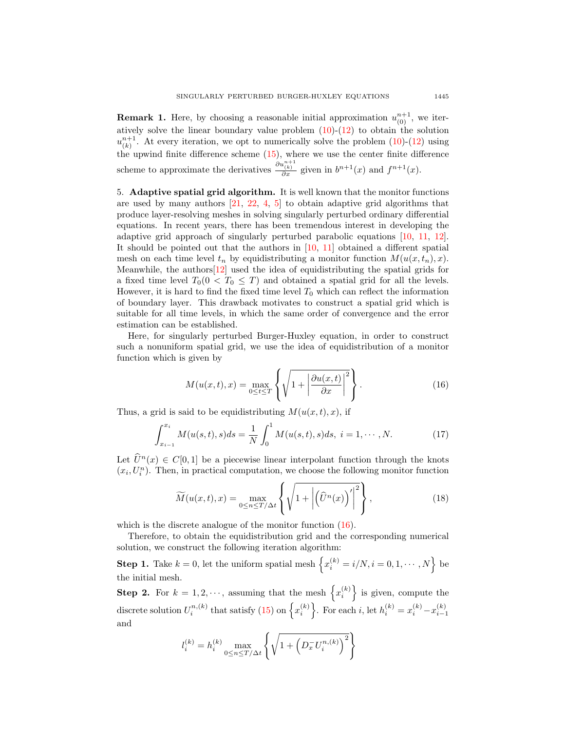**Remark 1.** Here, by choosing a reasonable initial approximation $u_{(0)}^{n+1}$, we iteratively solve the linear boundary value problem (10)-(12) to obtain the solution $u_{(k)}^{n+1}$. At every iteration, we opt to numerically solve the problem (10)-(12) using the upwind finite difference scheme (15), where we use the center finite difference scheme to approximate the derivatives $\frac{\partial u_{(k)}^{n+1}}{\partial x}$ given in $b^{n+1}(x)$ and $f^{n+1}(x)$.

## 5. Adaptive spatial grid algorithm.

It is well known that the monitor functions are used by many authors [21, 22, 4, 5] to obtain adaptive grid algorithms that produce layer-resolving meshes in solving singularly perturbed ordinary differential equations. In recent years, there has been tremendous interest in developing the adaptive grid approach of singularly perturbed parabolic equations [10, 11, 12]. It should be pointed out that the authors in [10, 11] obtained a different spatial mesh on each time level $t_n$ by equidistributing a monitor function $M(u(x,t_n),x)$. Meanwhile, the authors[12] used the idea of equidistributing the spatial grids for a fixed time level $T_0 (0 < T_0 \leq T)$ and obtained a spatial grid for all the levels. However, it is hard to find the fixed time level $T_0$ which can reflect the information of boundary layer. This drawback motivates to construct a spatial grid which is suitable for all time levels, in which the same order of convergence and the error estimation can be established.

Here, for singularly perturbed Burger-Huxley equation, in order to construct such a nonuniform spatial grid, we use the idea of equidistribution of a monitor function which is given by

$$M(u(x,t),x) = \max_{0 \leq t \leq T} \left\{ \sqrt{1 + \left| \frac{\partial u(x,t)}{\partial x} \right|^2} \right\}. \tag{16}$$

Thus, a grid is said to be equidistributing $M(u(x,t),x)$, if

$$\int_{x_{i-1}}^{x_i} M(u(s,t),s)ds = \frac{1}{N} \int_0^1 M(u(s,t),s)ds, \ i = 1, \cdots, N. \tag{17}$$

Let $\widehat{U}^n(x) \in C[0,1]$ be a piecewise linear interpolant function through the knots $(x_i, U_i^n)$. Then, in practical computation, we choose the following monitor function

$$\widetilde{M}(u(x,t),x) = \max_{0 \leq n \leq T/\Delta t} \left\{ \sqrt{1 + \left| \left( \widehat{U}^n(x) \right)' \right|^2} \right\}, \tag{18}$$

which is the discrete analogue of the monitor function (16).

Therefore, to obtain the equidistribution grid and the corresponding numerical solution, we construct the following iteration algorithm:

**Step 1.** Take $k = 0$, let the uniform spatial mesh $\left\{ x_i^{(k)} = i/N, i = 0, 1, \cdots, N \right\}$ be the initial mesh.

**Step 2.** For $k = 1, 2, \cdots$, assuming that the mesh $\left\{ x_i^{(k)} \right\}$ is given, compute the discrete solution $U_i^{n,(k)}$ that satisfy (15) on $\left\{ x_i^{(k)} \right\}$. For each $i$, let $h_i^{(k)} = x_i^{(k)} - x_{i-1}^{(k)}$ and

$$l_i^{(k)} = h_i^{(k)} \max_{0 \leq n \leq T/\Delta t} \left\{ \sqrt{1 + \left( D_x^- U_i^{n,(k)} \right)^2} \right\}$$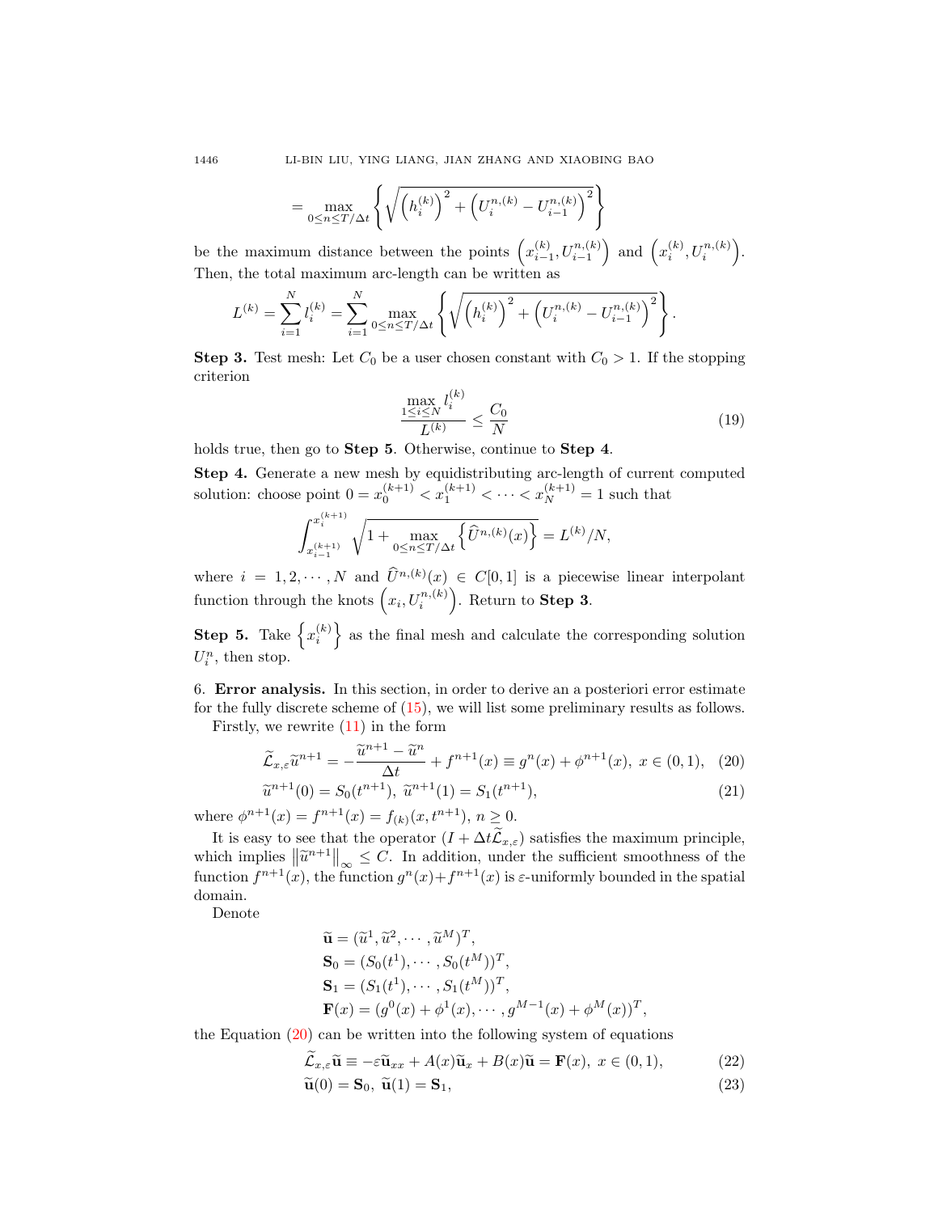$$= \max_{0\le n\le T/\Delta t}\left\{\sqrt{\left(h_i^{(k)}\right)^2+\left(U_i^{n,(k)}-U_{i-1}^{n,(k)}\right)^2}\right\}$$

be the maximum distance between the points $\left(x_{i-1}^{(k)}, U_{i-1}^{n,(k)}\right)$ and $\left(x_i^{(k)}, U_i^{n,(k)}\right)$. Then, the total maximum arc-length can be written as

$$L^{(k)} = \sum_{i=1}^{N} l_i^{(k)} = \sum_{i=1}^{N} \max_{0\le n\le T/\Delta t}\left\{\sqrt{\left(h_i^{(k)}\right)^2+\left(U_i^{n,(k)}-U_{i-1}^{n,(k)}\right)^2}\right\}.$$

**Step 3.** Test mesh: Let $C_0$ be a user chosen constant with $C_0 > 1$. If the stopping criterion

$$\frac{\max\limits_{1\le i\le N} l_i^{(k)}}{L^{(k)}} \le \frac{C_0}{N} \tag{19}$$

holds true, then go to **Step 5**. Otherwise, continue to **Step 4**.

**Step 4.** Generate a new mesh by equidistributing arc-length of current computed solution: choose point $0 = x_0^{(k+1)} < x_1^{(k+1)} < \cdots < x_N^{(k+1)} = 1$ such that

$$\int_{x_{i-1}^{(k+1)}}^{x_i^{(k+1)}} \sqrt{1 + \max_{0\le n\le T/\Delta t}\left\{\widehat{U}^{n,(k)}(x)\right\}} = L^{(k)}/N,$$

where $i = 1, 2, \cdots, N$ and $\widehat{U}^{n,(k)}(x) \in C[0,1]$ is a piecewise linear interpolant function through the knots $\left(x_i, U_i^{n,(k)}\right)$. Return to **Step 3**.

**Step 5.** Take $\left\{x_i^{(k)}\right\}$ as the final mesh and calculate the corresponding solution $U_i^n$, then stop.

## 6. Error analysis.

In this section, in order to derive an a posteriori error estimate for the fully discrete scheme of (15), we will list some preliminary results as follows.

Firstly, we rewrite (11) in the form

$$\widetilde{\mathcal{L}}_{x,\varepsilon}\widetilde{u}^{n+1} = -\frac{\widetilde{u}^{n+1}-\widetilde{u}^{n}}{\Delta t} + f^{n+1}(x) \equiv g^n(x) + \phi^{n+1}(x),\ x\in(0,1), \tag{20}$$

$$\widetilde{u}^{n+1}(0) = S_0(t^{n+1}),\ \widetilde{u}^{n+1}(1) = S_1(t^{n+1}), \tag{21}$$

where $\phi^{n+1}(x) = f^{n+1}(x) = f_{(k)}(x, t^{n+1})$, $n \ge 0$.

It is easy to see that the operator $(I + \Delta t\widetilde{\mathcal{L}}_{x,\varepsilon})$ satisfies the maximum principle, which implies $\left\|\widetilde{u}^{n+1}\right\|_\infty \le C$. In addition, under the sufficient smoothness of the function $f^{n+1}(x)$, the function $g^n(x)+f^{n+1}(x)$ is $\varepsilon$-uniformly bounded in the spatial domain.

Denote

$$\begin{aligned}
&\widetilde{\mathbf{u}} = (\widetilde{u}^1, \widetilde{u}^2, \cdots, \widetilde{u}^M)^T,\\
&\mathbf{S}_0 = (S_0(t^1), \cdots, S_0(t^M))^T,\\
&\mathbf{S}_1 = (S_1(t^1), \cdots, S_1(t^M))^T,\\
&\mathbf{F}(x) = (g^0(x) + \phi^1(x), \cdots, g^{M-1}(x) + \phi^M(x))^T,
\end{aligned}$$

the Equation (20) can be written into the following system of equations

$$\widetilde{\mathcal{L}}_{x,\varepsilon}\widetilde{\mathbf{u}} \equiv -\varepsilon\widetilde{\mathbf{u}}_{xx} + A(x)\widetilde{\mathbf{u}}_x + B(x)\widetilde{\mathbf{u}} = \mathbf{F}(x),\ x\in(0,1), \tag{22}$$

$$\widetilde{\mathbf{u}}(0) = \mathbf{S}_0,\ \widetilde{\mathbf{u}}(1) = \mathbf{S}_1, \tag{23}$$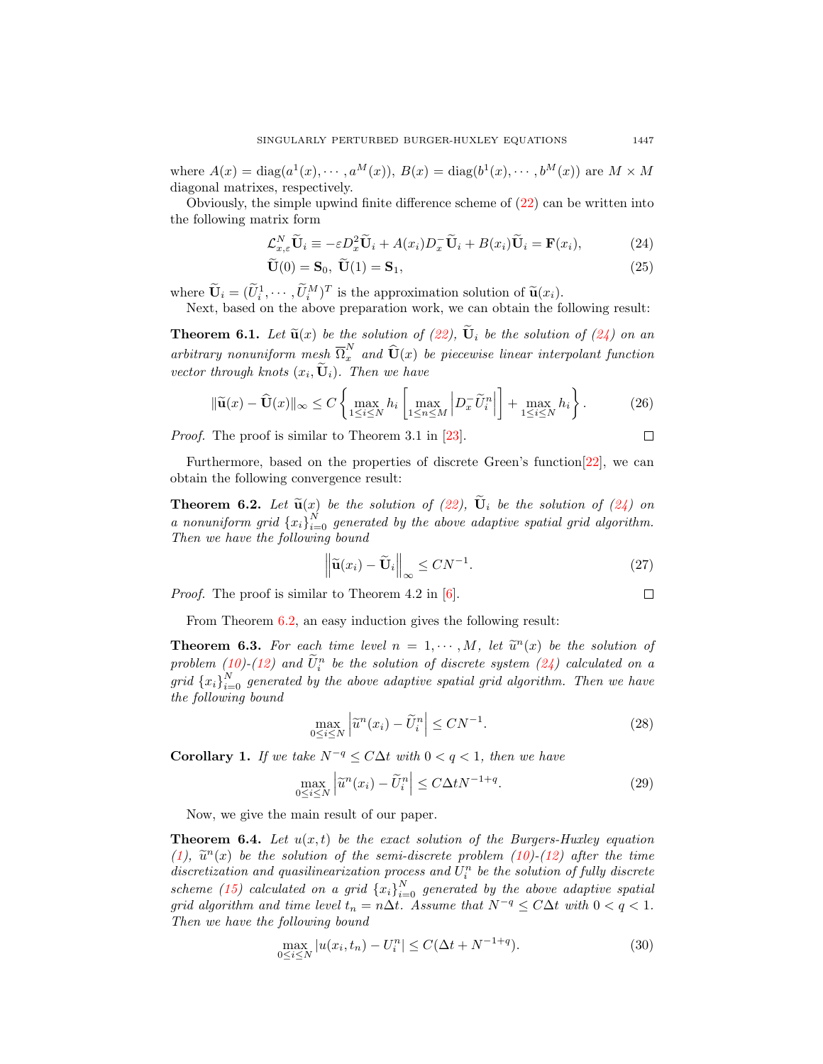where $A(x) = \text{diag}(a^1(x), \cdots, a^M(x))$, $B(x) = \text{diag}(b^1(x), \cdots, b^M(x))$ are $M \times M$ diagonal matrixes, respectively.

Obviously, the simple upwind finite difference scheme of (22) can be written into the following matrix form

$$\mathcal{L}^N_{x,\varepsilon} \widetilde{\mathbf{U}}_i \equiv -\varepsilon D_x^2 \widetilde{\mathbf{U}}_i + A(x_i) D_x^- \widetilde{\mathbf{U}}_i + B(x_i) \widetilde{\mathbf{U}}_i = \mathbf{F}(x_i), \tag{24}$$

$$\widetilde{\mathbf{U}}(0) = \mathbf{S}_0,\ \widetilde{\mathbf{U}}(1) = \mathbf{S}_1, \tag{25}$$

where $\widetilde{\mathbf{U}}_i = (\widetilde{U}_i^1, \cdots, \widetilde{U}_i^M)^T$ is the approximation solution of $\widetilde{\mathbf{u}}(x_i)$.

Next, based on the above preparation work, we can obtain the following result:

**Theorem 6.1.** *Let $\widetilde{\mathbf{u}}(x)$ be the solution of (22), $\widetilde{\mathbf{U}}_i$ be the solution of (24) on an arbitrary nonuniform mesh $\overline{\Omega}_x^N$ and $\widehat{\mathbf{U}}(x)$ be piecewise linear interpolant function vector through knots $(x_i, \widetilde{\mathbf{U}}_i)$. Then we have*

$$\|\widetilde{\mathbf{u}}(x) - \widehat{\mathbf{U}}(x)\|_\infty \leq C \left\{ \max_{1\leq i\leq N} h_i \left[ \max_{1\leq n\leq M} \left| D_x^- \widetilde{U}_i^n \right| \right] + \max_{1\leq i\leq N} h_i \right\}. \tag{26}$$

*Proof.* The proof is similar to Theorem 3.1 in [23]. □

Furthermore, based on the properties of discrete Green's function[22], we can obtain the following convergence result:

**Theorem 6.2.** *Let $\widetilde{\mathbf{u}}(x)$ be the solution of (22), $\widetilde{\mathbf{U}}_i$ be the solution of (24) on a nonuniform grid $\{x_i\}_{i=0}^N$ generated by the above adaptive spatial grid algorithm. Then we have the following bound*

$$\left\| \widetilde{\mathbf{u}}(x_i) - \widetilde{\mathbf{U}}_i \right\|_\infty \leq CN^{-1}. \tag{27}$$

*Proof.* The proof is similar to Theorem 4.2 in [6]. □

From Theorem 6.2, an easy induction gives the following result:

**Theorem 6.3.** *For each time level $n = 1, \cdots, M$, let $\widetilde{u}^n(x)$ be the solution of problem (10)-(12) and $\widetilde{U}_i^n$ be the solution of discrete system (24) calculated on a grid $\{x_i\}_{i=0}^N$ generated by the above adaptive spatial grid algorithm. Then we have the following bound*

$$\max_{0\leq i\leq N} \left| \widetilde{u}^n(x_i) - \widetilde{U}_i^n \right| \leq CN^{-1}. \tag{28}$$

**Corollary 1.** *If we take $N^{-q} \leq C\Delta t$ with $0 < q < 1$, then we have*

$$\max_{0\leq i\leq N} \left| \widetilde{u}^n(x_i) - \widetilde{U}_i^n \right| \leq C\Delta t N^{-1+q}. \tag{29}$$

Now, we give the main result of our paper.

**Theorem 6.4.** *Let $u(x,t)$ be the exact solution of the Burgers-Huxley equation (1), $\widetilde{u}^n(x)$ be the solution of the semi-discrete problem (10)-(12) after the time discretization and quasilinearization process and $U_i^n$ be the solution of fully discrete scheme (15) calculated on a grid $\{x_i\}_{i=0}^N$ generated by the above adaptive spatial grid algorithm and time level $t_n = n\Delta t$. Assume that $N^{-q} \leq C\Delta t$ with $0 < q < 1$. Then we have the following bound*

$$\max_{0\leq i\leq N} |u(x_i, t_n) - U_i^n| \leq C(\Delta t + N^{-1+q}). \tag{30}$$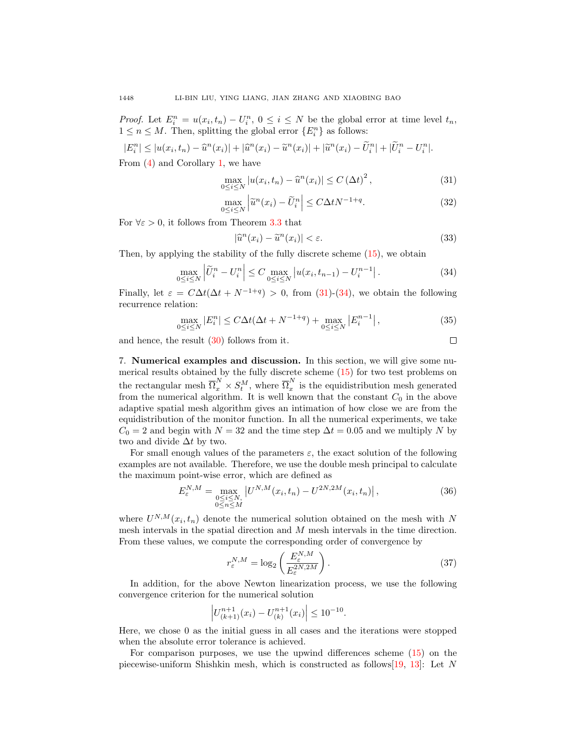*Proof.* Let $E_i^n = u(x_i, t_n) - U_i^n$, $0 \le i \le N$ be the global error at time level $t_n$, $1 \le n \le M$. Then, splitting the global error $\{E_i^n\}$ as follows:

$$|E_i^n| \le |u(x_i,t_n) - \widehat{u}^n(x_i)| + |\widehat{u}^n(x_i) - \widetilde{u}^n(x_i)| + |\widetilde{u}^n(x_i) - \widetilde{U}_i^n| + |\widetilde{U}_i^n - U_i^n|.$$

From (4) and Corollary 1, we have

$$\max_{0\le i\le N} |u(x_i,t_n) - \widehat{u}^n(x_i)| \le C\,(\Delta t)^2\,, \tag{31}$$

$$\max_{0\le i\le N} \left|\widetilde{u}^n(x_i) - \widetilde{U}_i^n\right| \le C\Delta t N^{-1+q}. \tag{32}$$

For $\forall \varepsilon > 0$, it follows from Theorem 3.3 that

$$|\widehat{u}^n(x_i) - \widetilde{u}^n(x_i)| < \varepsilon. \tag{33}$$

Then, by applying the stability of the fully discrete scheme (15), we obtain

$$\max_{0\le i\le N} \left|\widetilde{U}_i^n - U_i^n\right| \le C \max_{0\le i\le N} \left|u(x_i,t_{n-1}) - U_i^{n-1}\right|. \tag{34}$$

Finally, let $\varepsilon = C\Delta t(\Delta t + N^{-1+q}) > 0$, from (31)-(34), we obtain the following recurrence relation:

$$\max_{0\le i\le N} |E_i^n| \le C\Delta t(\Delta t + N^{-1+q}) + \max_{0\le i\le N} \left|E_i^{n-1}\right|, \tag{35}$$

and hence, the result (30) follows from it. □

## 7. Numerical examples and discussion.

In this section, we will give some numerical results obtained by the fully discrete scheme (15) for two test problems on the rectangular mesh $\overline{\Omega}_x^N \times S_t^M$, where $\overline{\Omega}_x^N$ is the equidistribution mesh generated from the numerical algorithm. It is well known that the constant $C_0$ in the above adaptive spatial mesh algorithm gives an intimation of how close we are from the equidistribution of the monitor function. In all the numerical experiments, we take $C_0 = 2$ and begin with $N = 32$ and the time step $\Delta t = 0.05$ and we multiply $N$ by two and divide $\Delta t$ by two.

For small enough values of the parameters $\varepsilon$, the exact solution of the following examples are not available. Therefore, we use the double mesh principal to calculate the maximum point-wise error, which are defined as

$$E_\varepsilon^{N,M} = \max_{\substack{0\le i\le N,\\ 0\le n\le M}} \left|U^{N,M}(x_i,t_n) - U^{2N,2M}(x_i,t_n)\right|, \tag{36}$$

where $U^{N,M}(x_i,t_n)$ denote the numerical solution obtained on the mesh with $N$ mesh intervals in the spatial direction and $M$ mesh intervals in the time direction. From these values, we compute the corresponding order of convergence by

$$r_\varepsilon^{N,M} = \log_2\left(\frac{E_\varepsilon^{N,M}}{E_\varepsilon^{2N,2M}}\right). \tag{37}$$

In addition, for the above Newton linearization process, we use the following convergence criterion for the numerical solution

$$\left|U_{(k+1)}^{n+1}(x_i) - U_{(k)}^{n+1}(x_i)\right| \le 10^{-10}.$$

Here, we chose 0 as the initial guess in all cases and the iterations were stopped when the absolute error tolerance is achieved.

For comparison purposes, we use the upwind differences scheme (15) on the piecewise-uniform Shishkin mesh, which is constructed as follows[19, 13]: Let $N$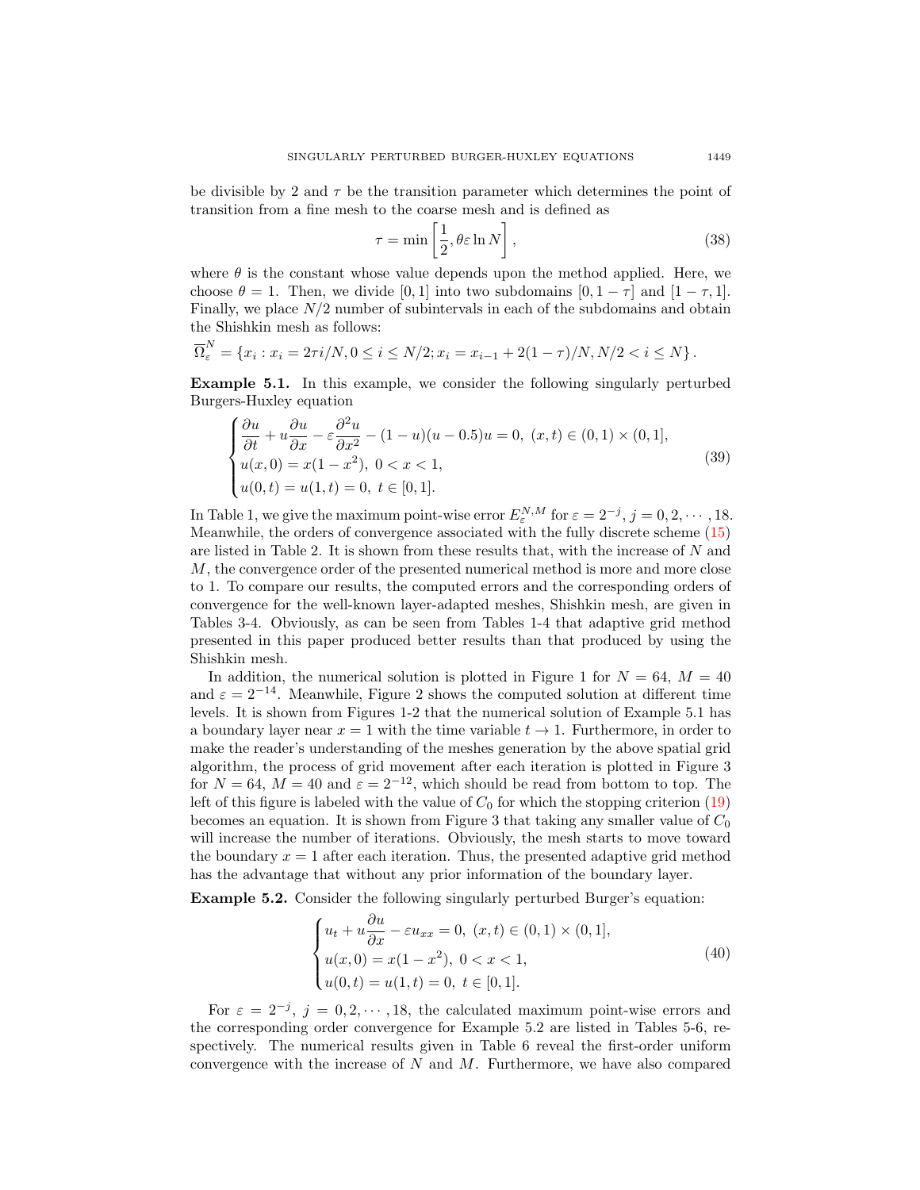be divisible by 2 and $\tau$ be the transition parameter which determines the point of transition from a fine mesh to the coarse mesh and is defined as

$$\tau = \min\left[\frac{1}{2}, \theta\varepsilon \ln N\right], \tag{38}$$

where $\theta$ is the constant whose value depends upon the method applied. Here, we choose $\theta = 1$. Then, we divide $[0,1]$ into two subdomains $[0, 1-\tau]$ and $[1-\tau, 1]$. Finally, we place $N/2$ number of subintervals in each of the subdomains and obtain the Shishkin mesh as follows:

$$\overline{\Omega}_{\varepsilon}^{N} = \left\{x_i : x_i = 2\tau i/N, 0 \le i \le N/2; x_i = x_{i-1} + 2(1-\tau)/N, N/2 < i \le N\right\}.$$

**Example 5.1.** In this example, we consider the following singularly perturbed Burgers-Huxley equation

$$\begin{cases} \dfrac{\partial u}{\partial t} + u\dfrac{\partial u}{\partial x} - \varepsilon\dfrac{\partial^2 u}{\partial x^2} - (1-u)(u-0.5)u = 0, \ (x,t) \in (0,1)\times(0,1], \\ u(x,0) = x(1-x^2), \ 0 < x < 1, \\ u(0,t) = u(1,t) = 0, \ t \in [0,1]. \end{cases} \tag{39}$$

In Table 1, we give the maximum point-wise error $E_{\varepsilon}^{N,M}$ for $\varepsilon = 2^{-j}$, $j = 0, 2, \cdots, 18$. Meanwhile, the orders of convergence associated with the fully discrete scheme (15) are listed in Table 2. It is shown from these results that, with the increase of $N$ and $M$, the convergence order of the presented numerical method is more and more close to 1. To compare our results, the computed errors and the corresponding orders of convergence for the well-known layer-adapted meshes, Shishkin mesh, are given in Tables 3-4. Obviously, as can be seen from Tables 1-4 that adaptive grid method presented in this paper produced better results than that produced by using the Shishkin mesh.

In addition, the numerical solution is plotted in Figure 1 for $N = 64$, $M = 40$ and $\varepsilon = 2^{-14}$. Meanwhile, Figure 2 shows the computed solution at different time levels. It is shown from Figures 1-2 that the numerical solution of Example 5.1 has a boundary layer near $x = 1$ with the time variable $t \to 1$. Furthermore, in order to make the reader's understanding of the meshes generation by the above spatial grid algorithm, the process of grid movement after each iteration is plotted in Figure 3 for $N = 64$, $M = 40$ and $\varepsilon = 2^{-12}$, which should be read from bottom to top. The left of this figure is labeled with the value of $C_0$ for which the stopping criterion (19) becomes an equation. It is shown from Figure 3 that taking any smaller value of $C_0$ will increase the number of iterations. Obviously, the mesh starts to move toward the boundary $x = 1$ after each iteration. Thus, the presented adaptive grid method has the advantage that without any prior information of the boundary layer.

**Example 5.2.** Consider the following singularly perturbed Burger's equation:

$$\begin{cases} u_t + u\dfrac{\partial u}{\partial x} - \varepsilon u_{xx} = 0, \ (x,t) \in (0,1)\times(0,1], \\ u(x,0) = x(1-x^2), \ 0 < x < 1, \\ u(0,t) = u(1,t) = 0, \ t \in [0,1]. \end{cases} \tag{40}$$

For $\varepsilon = 2^{-j}$, $j = 0, 2, \cdots, 18$, the calculated maximum point-wise errors and the corresponding order convergence for Example 5.2 are listed in Tables 5-6, respectively. The numerical results given in Table 6 reveal the first-order uniform convergence with the increase of $N$ and $M$. Furthermore, we have also compared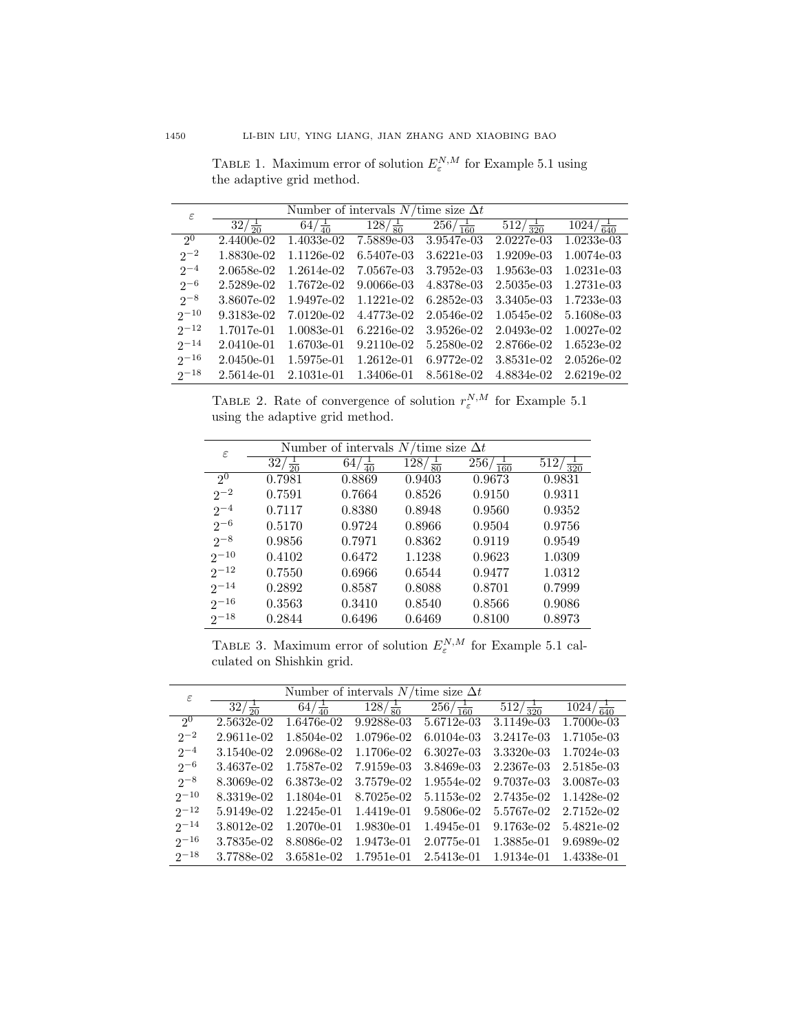TABLE 1. Maximum error of solution $E_\varepsilon^{N,M}$ for Example 5.1 using the adaptive grid method.

| $\varepsilon$ | Number of intervals $N$/time size $\Delta t$ | | | | | |
|---|---|---|---|---|---|---|
| | $32/\frac{1}{20}$ | $64/\frac{1}{40}$ | $128/\frac{1}{80}$ | $256/\frac{1}{160}$ | $512/\frac{1}{320}$ | $1024/\frac{1}{640}$ |
| $2^0$ | 2.4400e-02 | 1.4033e-02 | 7.5889e-03 | 3.9547e-03 | 2.0227e-03 | 1.0233e-03 |
| $2^{-2}$ | 1.8830e-02 | 1.1126e-02 | 6.5407e-03 | 3.6221e-03 | 1.9209e-03 | 1.0074e-03 |
| $2^{-4}$ | 2.0658e-02 | 1.2614e-02 | 7.0567e-03 | 3.7952e-03 | 1.9563e-03 | 1.0231e-03 |
| $2^{-6}$ | 2.5289e-02 | 1.7672e-02 | 9.0066e-03 | 4.8378e-03 | 2.5035e-03 | 1.2731e-03 |
| $2^{-8}$ | 3.8607e-02 | 1.9497e-02 | 1.1221e-02 | 6.2852e-03 | 3.3405e-03 | 1.7233e-03 |
| $2^{-10}$ | 9.3183e-02 | 7.0120e-02 | 4.4773e-02 | 2.0546e-02 | 1.0545e-02 | 5.1608e-03 |
| $2^{-12}$ | 1.7017e-01 | 1.0083e-01 | 6.2216e-02 | 3.9526e-02 | 2.0493e-02 | 1.0027e-02 |
| $2^{-14}$ | 2.0410e-01 | 1.6703e-01 | 9.2110e-02 | 5.2580e-02 | 2.8766e-02 | 1.6523e-02 |
| $2^{-16}$ | 2.0450e-01 | 1.5975e-01 | 1.2612e-01 | 6.9772e-02 | 3.8531e-02 | 2.0526e-02 |
| $2^{-18}$ | 2.5614e-01 | 2.1031e-01 | 1.3406e-01 | 8.5618e-02 | 4.8834e-02 | 2.6219e-02 |

TABLE 2. Rate of convergence of solution $r_\varepsilon^{N,M}$ for Example 5.1 using the adaptive grid method.

| $\varepsilon$ | Number of intervals $N$/time size $\Delta t$ | | | | |
|---|---|---|---|---|---|
| | $32/\frac{1}{20}$ | $64/\frac{1}{40}$ | $128/\frac{1}{80}$ | $256/\frac{1}{160}$ | $512/\frac{1}{320}$ |
| $2^0$ | 0.7981 | 0.8869 | 0.9403 | 0.9673 | 0.9831 |
| $2^{-2}$ | 0.7591 | 0.7664 | 0.8526 | 0.9150 | 0.9311 |
| $2^{-4}$ | 0.7117 | 0.8380 | 0.8948 | 0.9560 | 0.9352 |
| $2^{-6}$ | 0.5170 | 0.9724 | 0.8966 | 0.9504 | 0.9756 |
| $2^{-8}$ | 0.9856 | 0.7971 | 0.8362 | 0.9119 | 0.9549 |
| $2^{-10}$ | 0.4102 | 0.6472 | 1.1238 | 0.9623 | 1.0309 |
| $2^{-12}$ | 0.7550 | 0.6966 | 0.6544 | 0.9477 | 1.0312 |
| $2^{-14}$ | 0.2892 | 0.8587 | 0.8088 | 0.8701 | 0.7999 |
| $2^{-16}$ | 0.3563 | 0.3410 | 0.8540 | 0.8566 | 0.9086 |
| $2^{-18}$ | 0.2844 | 0.6496 | 0.6469 | 0.8100 | 0.8973 |

TABLE 3. Maximum error of solution $E_\varepsilon^{N,M}$ for Example 5.1 calculated on Shishkin grid.

| $\varepsilon$ | Number of intervals $N$/time size $\Delta t$ | | | | | |
|---|---|---|---|---|---|---|
| | $32/\frac{1}{20}$ | $64/\frac{1}{40}$ | $128/\frac{1}{80}$ | $256/\frac{1}{160}$ | $512/\frac{1}{320}$ | $1024/\frac{1}{640}$ |
| $2^0$ | 2.5632e-02 | 1.6476e-02 | 9.9288e-03 | 5.6712e-03 | 3.1149e-03 | 1.7000e-03 |
| $2^{-2}$ | 2.9611e-02 | 1.8504e-02 | 1.0796e-02 | 6.0104e-03 | 3.2417e-03 | 1.7105e-03 |
| $2^{-4}$ | 3.1540e-02 | 2.0968e-02 | 1.1706e-02 | 6.3027e-03 | 3.3320e-03 | 1.7024e-03 |
| $2^{-6}$ | 3.4637e-02 | 1.7587e-02 | 7.9159e-03 | 3.8469e-03 | 2.2367e-03 | 2.5185e-03 |
| $2^{-8}$ | 8.3069e-02 | 6.3873e-02 | 3.7579e-02 | 1.9554e-02 | 9.7037e-03 | 3.0087e-03 |
| $2^{-10}$ | 8.3319e-02 | 1.1804e-01 | 8.7025e-02 | 5.1153e-02 | 2.7435e-02 | 1.1428e-02 |
| $2^{-12}$ | 5.9149e-02 | 1.2245e-01 | 1.4419e-01 | 9.5806e-02 | 5.5767e-02 | 2.7152e-02 |
| $2^{-14}$ | 3.8012e-02 | 1.2070e-01 | 1.9830e-01 | 1.4945e-01 | 9.1763e-02 | 5.4821e-02 |
| $2^{-16}$ | 3.7835e-02 | 8.8086e-02 | 1.9473e-01 | 2.0775e-01 | 1.3885e-01 | 9.6989e-02 |
| $2^{-18}$ | 3.7788e-02 | 3.6581e-02 | 1.7951e-01 | 2.5413e-01 | 1.9134e-01 | 1.4338e-01 |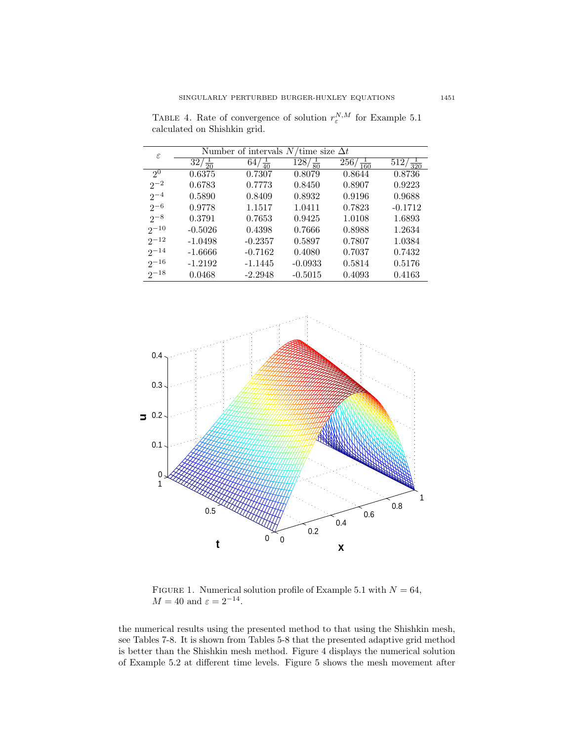Table 4. Rate of convergence of solution $r_\varepsilon^{N,M}$ for Example 5.1 calculated on Shishkin grid.

| $\varepsilon$ | Number of intervals $N$/time size $\Delta t$ | | | | |
|---|---|---|---|---|---|
| | $32/\frac{1}{20}$ | $64/\frac{1}{40}$ | $128/\frac{1}{80}$ | $256/\frac{1}{160}$ | $512/\frac{1}{320}$ |
| $2^{0}$ | 0.6375 | 0.7307 | 0.8079 | 0.8644 | 0.8736 |
| $2^{-2}$ | 0.6783 | 0.7773 | 0.8450 | 0.8907 | 0.9223 |
| $2^{-4}$ | 0.5890 | 0.8409 | 0.8932 | 0.9196 | 0.9688 |
| $2^{-6}$ | 0.9778 | 1.1517 | 1.0411 | 0.7823 | -0.1712 |
| $2^{-8}$ | 0.3791 | 0.7653 | 0.9425 | 1.0108 | 1.6893 |
| $2^{-10}$ | -0.5026 | 0.4398 | 0.7666 | 0.8988 | 1.2634 |
| $2^{-12}$ | -1.0498 | -0.2357 | 0.5897 | 0.7807 | 1.0384 |
| $2^{-14}$ | -1.6666 | -0.7162 | 0.4080 | 0.7037 | 0.7432 |
| $2^{-16}$ | -1.2192 | -1.1445 | -0.0933 | 0.5814 | 0.5176 |
| $2^{-18}$ | 0.0468 | -2.2948 | -0.5015 | 0.4093 | 0.4163 |

Figure 1. Numerical solution profile of Example 5.1 with $N = 64$, $M = 40$ and $\varepsilon = 2^{-14}$.

the numerical results using the presented method to that using the Shishkin mesh, see Tables 7-8. It is shown from Tables 5-8 that the presented adaptive grid method is better than the Shishkin mesh method. Figure 4 displays the numerical solution of Example 5.2 at different time levels. Figure 5 shows the mesh movement after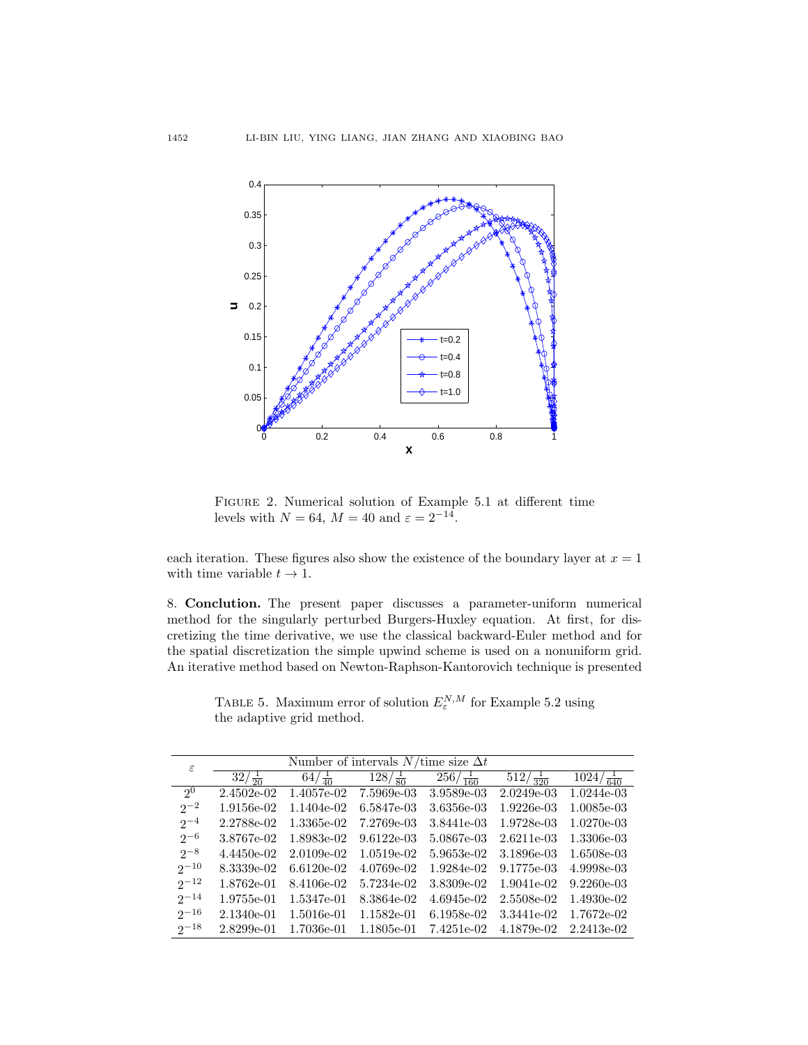FIGURE 2. Numerical solution of Example 5.1 at different time levels with $N = 64$, $M = 40$ and $\varepsilon = 2^{-14}$.

each iteration. These figures also show the existence of the boundary layer at $x = 1$ with time variable $t \to 1$.

## 8. Conclusion.

The present paper discusses a parameter-uniform numerical method for the singularly perturbed Burgers-Huxley equation. At first, for discretizing the time derivative, we use the classical backward-Euler method and for the spatial discretization the simple upwind scheme is used on a nonuniform grid. An iterative method based on Newton-Raphson-Kantorovich technique is presented

TABLE 5. Maximum error of solution $E_{\varepsilon}^{N,M}$ for Example 5.2 using the adaptive grid method.

| $\varepsilon$ | Number of intervals $N$/time size $\Delta t$ | | | | | |
|---|---|---|---|---|---|---|
| | $32/\frac{1}{20}$ | $64/\frac{1}{40}$ | $128/\frac{1}{80}$ | $256/\frac{1}{160}$ | $512/\frac{1}{320}$ | $1024/\frac{1}{640}$ |
| $2^{0}$ | 2.4502e-02 | 1.4057e-02 | 7.5969e-03 | 3.9589e-03 | 2.0249e-03 | 1.0244e-03 |
| $2^{-2}$ | 1.9156e-02 | 1.1404e-02 | 6.5847e-03 | 3.6356e-03 | 1.9226e-03 | 1.0085e-03 |
| $2^{-4}$ | 2.2788e-02 | 1.3365e-02 | 7.2769e-03 | 3.8441e-03 | 1.9728e-03 | 1.0270e-03 |
| $2^{-6}$ | 3.8767e-02 | 1.8983e-02 | 9.6122e-03 | 5.0867e-03 | 2.6211e-03 | 1.3306e-03 |
| $2^{-8}$ | 4.4450e-02 | 2.0109e-02 | 1.0519e-02 | 5.9653e-02 | 3.1896e-03 | 1.6508e-03 |
| $2^{-10}$ | 8.3339e-02 | 6.6120e-02 | 4.0769e-02 | 1.9284e-02 | 9.1775e-03 | 4.9998e-03 |
| $2^{-12}$ | 1.8762e-01 | 8.4106e-02 | 5.7234e-02 | 3.8309e-02 | 1.9041e-02 | 9.2260e-03 |
| $2^{-14}$ | 1.9755e-01 | 1.5347e-01 | 8.3864e-02 | 4.6945e-02 | 2.5508e-02 | 1.4930e-02 |
| $2^{-16}$ | 2.1340e-01 | 1.5016e-01 | 1.1582e-01 | 6.1958e-02 | 3.3441e-02 | 1.7672e-02 |
| $2^{-18}$ | 2.8299e-01 | 1.7036e-01 | 1.1805e-01 | 7.4251e-02 | 4.1879e-02 | 2.2413e-02 |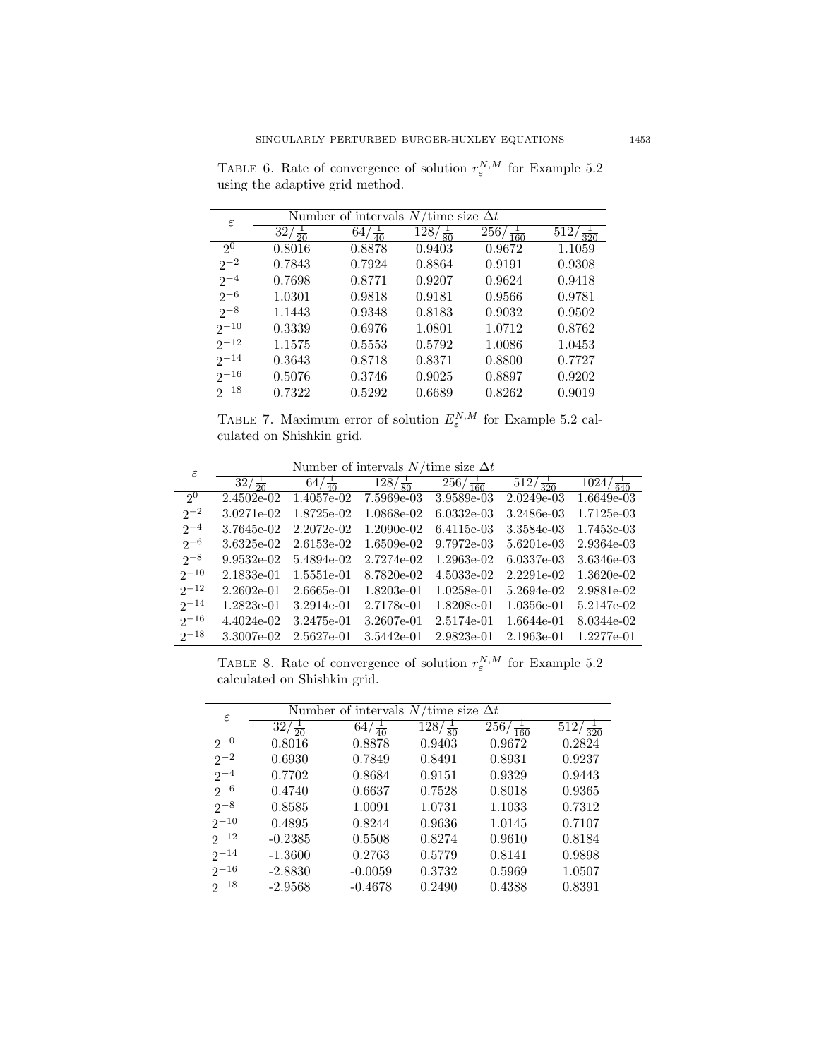Table 6. Rate of convergence of solution $r_\varepsilon^{N,M}$ for Example 5.2 using the adaptive grid method.

| $\varepsilon$ | Number of intervals $N$/time size $\Delta t$ | | | | |
|---|---|---|---|---|---|
| | $32/\frac{1}{20}$ | $64/\frac{1}{40}$ | $128/\frac{1}{80}$ | $256/\frac{1}{160}$ | $512/\frac{1}{320}$ |
| $2^{0}$ | 0.8016 | 0.8878 | 0.9403 | 0.9672 | 1.1059 |
| $2^{-2}$ | 0.7843 | 0.7924 | 0.8864 | 0.9191 | 0.9308 |
| $2^{-4}$ | 0.7698 | 0.8771 | 0.9207 | 0.9624 | 0.9418 |
| $2^{-6}$ | 1.0301 | 0.9818 | 0.9181 | 0.9566 | 0.9781 |
| $2^{-8}$ | 1.1443 | 0.9348 | 0.8183 | 0.9032 | 0.9502 |
| $2^{-10}$ | 0.3339 | 0.6976 | 1.0801 | 1.0712 | 0.8762 |
| $2^{-12}$ | 1.1575 | 0.5553 | 0.5792 | 1.0086 | 1.0453 |
| $2^{-14}$ | 0.3643 | 0.8718 | 0.8371 | 0.8800 | 0.7727 |
| $2^{-16}$ | 0.5076 | 0.3746 | 0.9025 | 0.8897 | 0.9202 |
| $2^{-18}$ | 0.7322 | 0.5292 | 0.6689 | 0.8262 | 0.9019 |

Table 7. Maximum error of solution $E_\varepsilon^{N,M}$ for Example 5.2 calculated on Shishkin grid.

| $\varepsilon$ | Number of intervals $N$/time size $\Delta t$ | | | | | |
|---|---|---|---|---|---|---|
| | $32/\frac{1}{20}$ | $64/\frac{1}{40}$ | $128/\frac{1}{80}$ | $256/\frac{1}{160}$ | $512/\frac{1}{320}$ | $1024/\frac{1}{640}$ |
| $2^{0}$ | 2.4502e-02 | 1.4057e-02 | 7.5969e-03 | 3.9589e-03 | 2.0249e-03 | 1.6649e-03 |
| $2^{-2}$ | 3.0271e-02 | 1.8725e-02 | 1.0868e-02 | 6.0332e-03 | 3.2486e-03 | 1.7125e-03 |
| $2^{-4}$ | 3.7645e-02 | 2.2072e-02 | 1.2090e-02 | 6.4115e-03 | 3.3584e-03 | 1.7453e-03 |
| $2^{-6}$ | 3.6325e-02 | 2.6153e-02 | 1.6509e-02 | 9.7972e-03 | 5.6201e-03 | 2.9364e-03 |
| $2^{-8}$ | 9.9532e-02 | 5.4894e-02 | 2.7274e-02 | 1.2963e-02 | 6.0337e-03 | 3.6346e-03 |
| $2^{-10}$ | 2.1833e-01 | 1.5551e-01 | 8.7820e-02 | 4.5033e-02 | 2.2291e-02 | 1.3620e-02 |
| $2^{-12}$ | 2.2602e-01 | 2.6665e-01 | 1.8203e-01 | 1.0258e-01 | 5.2694e-02 | 2.9881e-02 |
| $2^{-14}$ | 1.2823e-01 | 3.2914e-01 | 2.7178e-01 | 1.8208e-01 | 1.0356e-01 | 5.2147e-02 |
| $2^{-16}$ | 4.4024e-02 | 3.2475e-01 | 3.2607e-01 | 2.5174e-01 | 1.6644e-01 | 8.0344e-02 |
| $2^{-18}$ | 3.3007e-02 | 2.5627e-01 | 3.5442e-01 | 2.9823e-01 | 2.1963e-01 | 1.2277e-01 |

Table 8. Rate of convergence of solution $r_\varepsilon^{N,M}$ for Example 5.2 calculated on Shishkin grid.

| $\varepsilon$ | Number of intervals $N$/time size $\Delta t$ | | | | |
|---|---|---|---|---|---|
| | $32/\frac{1}{20}$ | $64/\frac{1}{40}$ | $128/\frac{1}{80}$ | $256/\frac{1}{160}$ | $512/\frac{1}{320}$ |
| $2^{-0}$ | 0.8016 | 0.8878 | 0.9403 | 0.9672 | 0.2824 |
| $2^{-2}$ | 0.6930 | 0.7849 | 0.8491 | 0.8931 | 0.9237 |
| $2^{-4}$ | 0.7702 | 0.8684 | 0.9151 | 0.9329 | 0.9443 |
| $2^{-6}$ | 0.4740 | 0.6637 | 0.7528 | 0.8018 | 0.9365 |
| $2^{-8}$ | 0.8585 | 1.0091 | 1.0731 | 1.1033 | 0.7312 |
| $2^{-10}$ | 0.4895 | 0.8244 | 0.9636 | 1.0145 | 0.7107 |
| $2^{-12}$ | -0.2385 | 0.5508 | 0.8274 | 0.9610 | 0.8184 |
| $2^{-14}$ | -1.3600 | 0.2763 | 0.5779 | 0.8141 | 0.9898 |
| $2^{-16}$ | -2.8830 | -0.0059 | 0.3732 | 0.5969 | 1.0507 |
| $2^{-18}$ | -2.9568 | -0.4678 | 0.2490 | 0.4388 | 0.8391 |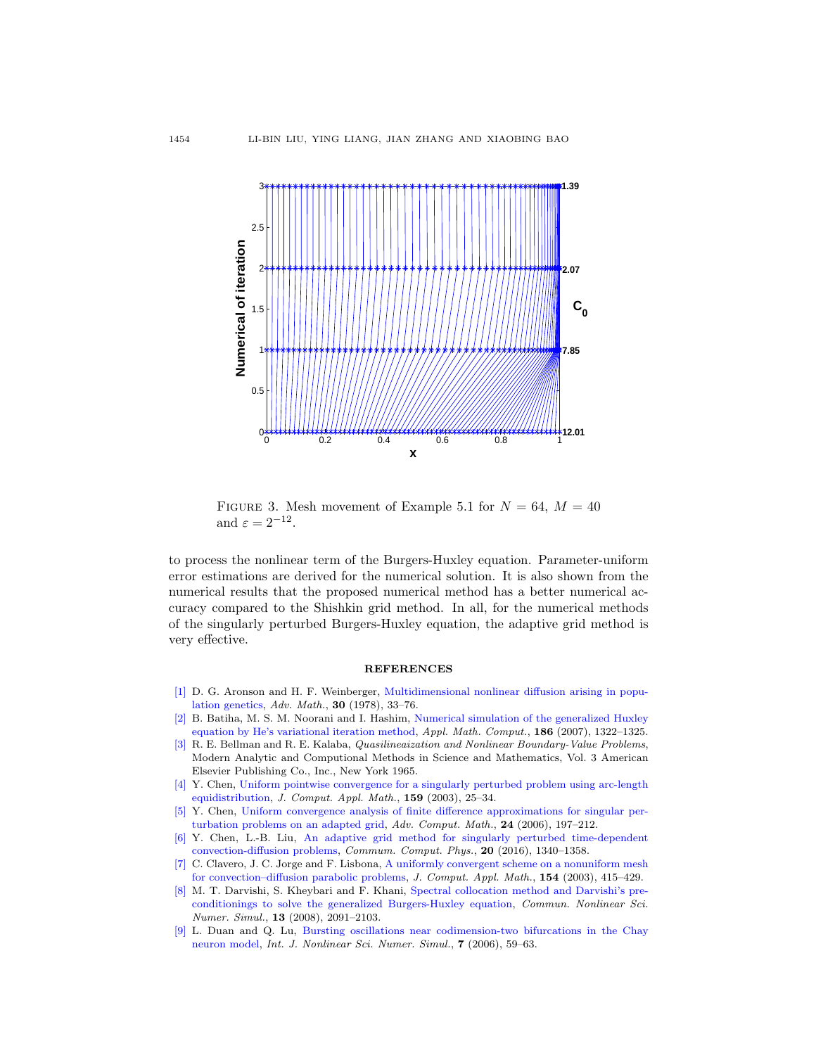FIGURE 3. Mesh movement of Example 5.1 for $N = 64$, $M = 40$ and $\varepsilon = 2^{-12}$.

to process the nonlinear term of the Burgers-Huxley equation. Parameter-uniform error estimations are derived for the numerical solution. It is also shown from the numerical results that the proposed numerical method has a better numerical accuracy compared to the Shishkin grid method. In all, for the numerical methods of the singularly perturbed Burgers-Huxley equation, the adaptive grid method is very effective.

## REFERENCES

[1] D. G. Aronson and H. F. Weinberger, Multidimensional nonlinear diffusion arising in population genetics, *Adv. Math.*, **30** (1978), 33–76.

[2] B. Batiha, M. S. M. Noorani and I. Hashim, Numerical simulation of the generalized Huxley equation by He's variational iteration method, *Appl. Math. Comput.*, **186** (2007), 1322–1325.

[3] R. E. Bellman and R. E. Kalaba, *Quasilineaization and Nonlinear Boundary-Value Problems*, Modern Analytic and Computional Methods in Science and Mathematics, Vol. 3 American Elsevier Publishing Co., Inc., New York 1965.

[4] Y. Chen, Uniform pointwise convergence for a singularly perturbed problem using arc-length equidistribution, *J. Comput. Appl. Math.*, **159** (2003), 25–34.

[5] Y. Chen, Uniform convergence analysis of finite difference approximations for singular perturbation problems on an adapted grid, *Adv. Comput. Math.*, **24** (2006), 197–212.

[6] Y. Chen, L.-B. Liu, An adaptive grid method for singularly perturbed time-dependent convection-diffusion problems, *Commum. Comput. Phys.*, **20** (2016), 1340–1358.

[7] C. Clavero, J. C. Jorge and F. Lisbona, A uniformly convergent scheme on a nonuniform mesh for convection–diffusion parabolic problems, *J. Comput. Appl. Math.*, **154** (2003), 415–429.

[8] M. T. Darvishi, S. Kheybari and F. Khani, Spectral collocation method and Darvishi's preconditionings to solve the generalized Burgers-Huxley equation, *Commun. Nonlinear Sci. Numer. Simul.*, **13** (2008), 2091–2103.

[9] L. Duan and Q. Lu, Bursting oscillations near codimension-two bifurcations in the Chay neuron model, *Int. J. Nonlinear Sci. Numer. Simul.*, **7** (2006), 59–63.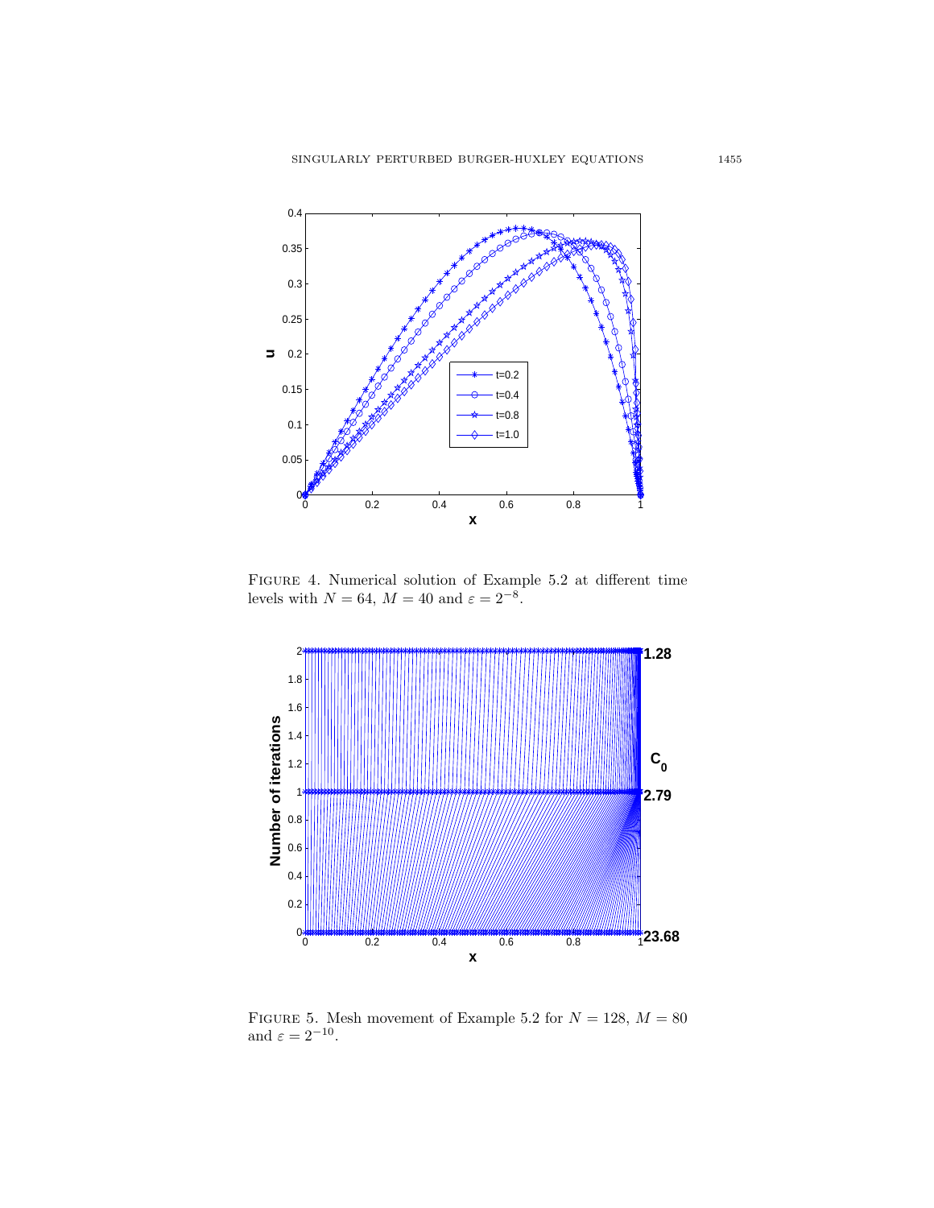Figure 4. Numerical solution of Example 5.2 at different time levels with $N = 64$, $M = 40$ and $\varepsilon = 2^{-8}$.

Figure 5. Mesh movement of Example 5.2 for $N = 128$, $M = 80$ and $\varepsilon = 2^{-10}$.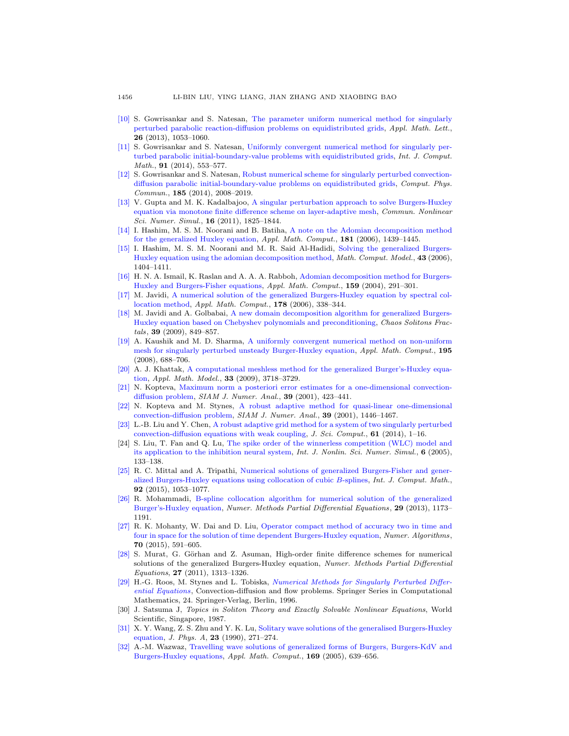[10] S. Gowrisankar and S. Natesan, The parameter uniform numerical method for singularly perturbed parabolic reaction-diffusion problems on equidistributed grids, *Appl. Math. Lett.*, **26** (2013), 1053–1060.

[11] S. Gowrisankar and S. Natesan, Uniformly convergent numerical method for singularly perturbed parabolic initial-boundary-value problems with equidistributed grids, *Int. J. Comput. Math.*, **91** (2014), 553–577.

[12] S. Gowrisankar and S. Natesan, Robust numerical scheme for singularly perturbed convection-diffusion parabolic initial-boundary-value problems on equidistributed grids, *Comput. Phys. Commun.*, **185** (2014), 2008–2019.

[13] V. Gupta and M. K. Kadalbajoo, A singular perturbation approach to solve Burgers-Huxley equation via monotone finite difference scheme on layer-adaptive mesh, *Commun. Nonlinear Sci. Numer. Simul.*, **16** (2011), 1825–1844.

[14] I. Hashim, M. S. M. Noorani and B. Batiha, A note on the Adomian decomposition method for the generalized Huxley equation, *Appl. Math. Comput.*, **181** (2006), 1439–1445.

[15] I. Hashim, M. S. M. Noorani and M. R. Said Al-Hadidi, Solving the generalized Burgers-Huxley equation using the adomian decomposition method, *Math. Comput. Model.*, **43** (2006), 1404–1411.

[16] H. N. A. Ismail, K. Raslan and A. A. A. Rabboh, Adomian decomposition method for Burgers-Huxley and Burgers-Fisher equations, *Appl. Math. Comput.*, **159** (2004), 291–301.

[17] M. Javidi, A numerical solution of the generalized Burgers-Huxley equation by spectral collocation method, *Appl. Math. Comput.*, **178** (2006), 338–344.

[18] M. Javidi and A. Golbabai, A new domain decomposition algorithm for generalized Burgers-Huxley equation based on Chebyshev polynomials and preconditioning, *Chaos Solitons Fractals*, **39** (2009), 849–857.

[19] A. Kaushik and M. D. Sharma, A uniformly convergent numerical method on non-uniform mesh for singularly perturbed unsteady Burger-Huxley equation, *Appl. Math. Comput.*, **195** (2008), 688–706.

[20] A. J. Khattak, A computational meshless method for the generalized Burger's-Huxley equation, *Appl. Math. Model.*, **33** (2009), 3718–3729.

[21] N. Kopteva, Maximum norm a posteriori error estimates for a one-dimensional convection-diffusion problem, *SIAM J. Numer. Anal.*, **39** (2001), 423–441.

[22] N. Kopteva and M. Stynes, A robust adaptive method for quasi-linear one-dimensional convection-diffusion problem, *SIAM J. Numer. Anal.*, **39** (2001), 1446–1467.

[23] L.-B. Liu and Y. Chen, A robust adaptive grid method for a system of two singularly perturbed convection-diffusion equations with weak coupling, *J. Sci. Comput.*, **61** (2014), 1–16.

[24] S. Liu, T. Fan and Q. Lu, The spike order of the winnerless competition (WLC) model and its application to the inhibition neural system, *Int. J. Nonlin. Sci. Numer. Simul.*, **6** (2005), 133–138.

[25] R. C. Mittal and A. Tripathi, Numerical solutions of generalized Burgers-Fisher and generalized Burgers-Huxley equations using collocation of cubic *B*-splines, *Int. J. Comput. Math.*, **92** (2015), 1053–1077.

[26] R. Mohammadi, B-spline collocation algorithm for numerical solution of the generalized Burger's-Huxley equation, *Numer. Methods Partial Differential Equations*, **29** (2013), 1173–1191.

[27] R. K. Mohanty, W. Dai and D. Liu, Operator compact method of accuracy two in time and four in space for the solution of time dependent Burgers-Huxley equation, *Numer. Algorithms*, **70** (2015), 591–605.

[28] S. Murat, G. Görhan and Z. Asuman, High-order finite difference schemes for numerical solutions of the generalized Burgers-Huxley equation, *Numer. Methods Partial Differential Equations*, **27** (2011), 1313–1326.

[29] H.-G. Roos, M. Stynes and L. Tobiska, *Numerical Methods for Singularly Perturbed Differential Equations*, Convection-diffusion and flow problems. Springer Series in Computational Mathematics, 24. Springer-Verlag, Berlin, 1996.

[30] J. Satsuma J, *Topics in Soliton Theory and Exactly Solvable Nonlinear Equations*, World Scientific, Singapore, 1987.

[31] X. Y. Wang, Z. S. Zhu and Y. K. Lu, Solitary wave solutions of the generalised Burgers-Huxley equation, *J. Phys. A*, **23** (1990), 271–274.

[32] A.-M. Wazwaz, Travelling wave solutions of generalized forms of Burgers, Burgers-KdV and Burgers-Huxley equations, *Appl. Math. Comput.*, **169** (2005), 639–656.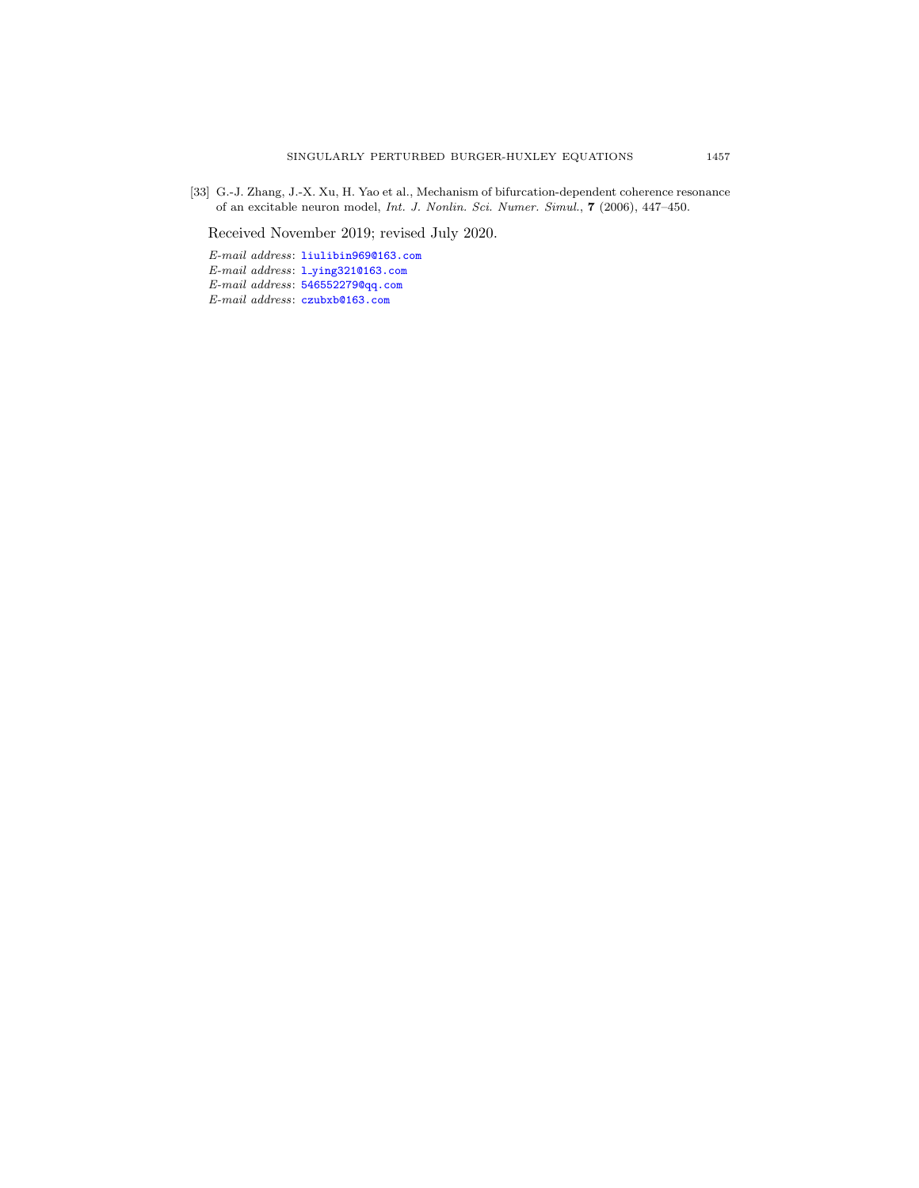[33] G.-J. Zhang, J.-X. Xu, H. Yao et al., Mechanism of bifurcation-dependent coherence resonance of an excitable neuron model, *Int. J. Nonlin. Sci. Numer. Simul.*, **7** (2006), 447–450.

Received November 2019; revised July 2020.

*E-mail address*: liulibin969@163.com
*E-mail address*: l_ying321@163.com
*E-mail address*: 546552279@qq.com
*E-mail address*: czubxb@163.com